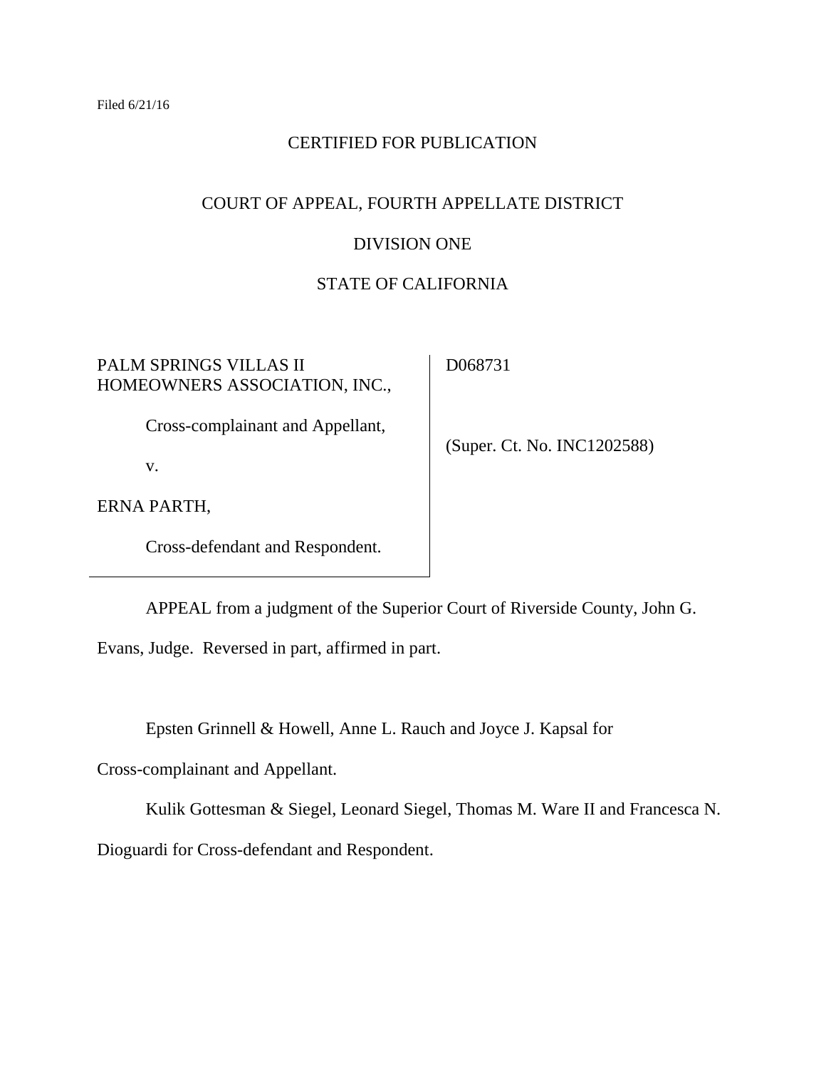Filed 6/21/16

CERTIFIED FOR PUBLICATION

COURT OF APPEAL, FOURTH APPELLATE DISTRICT

DIVISION ONE

STATE OF CALIFORNIA

| | |
|---|---|
| PALM SPRINGS VILLAS II HOMEOWNERS ASSOCIATION, INC.,<br><br>Cross-complainant and Appellant,<br><br>v.<br><br>ERNA PARTH,<br><br>Cross-defendant and Respondent. | D068731<br><br>(Super. Ct. No. INC1202588) |

APPEAL from a judgment of the Superior Court of Riverside County, John G. Evans, Judge. Reversed in part, affirmed in part.

Epsten Grinnell & Howell, Anne L. Rauch and Joyce J. Kapsal for Cross-complainant and Appellant.

Kulik Gottesman & Siegel, Leonard Siegel, Thomas M. Ware II and Francesca N. Dioguardi for Cross-defendant and Respondent.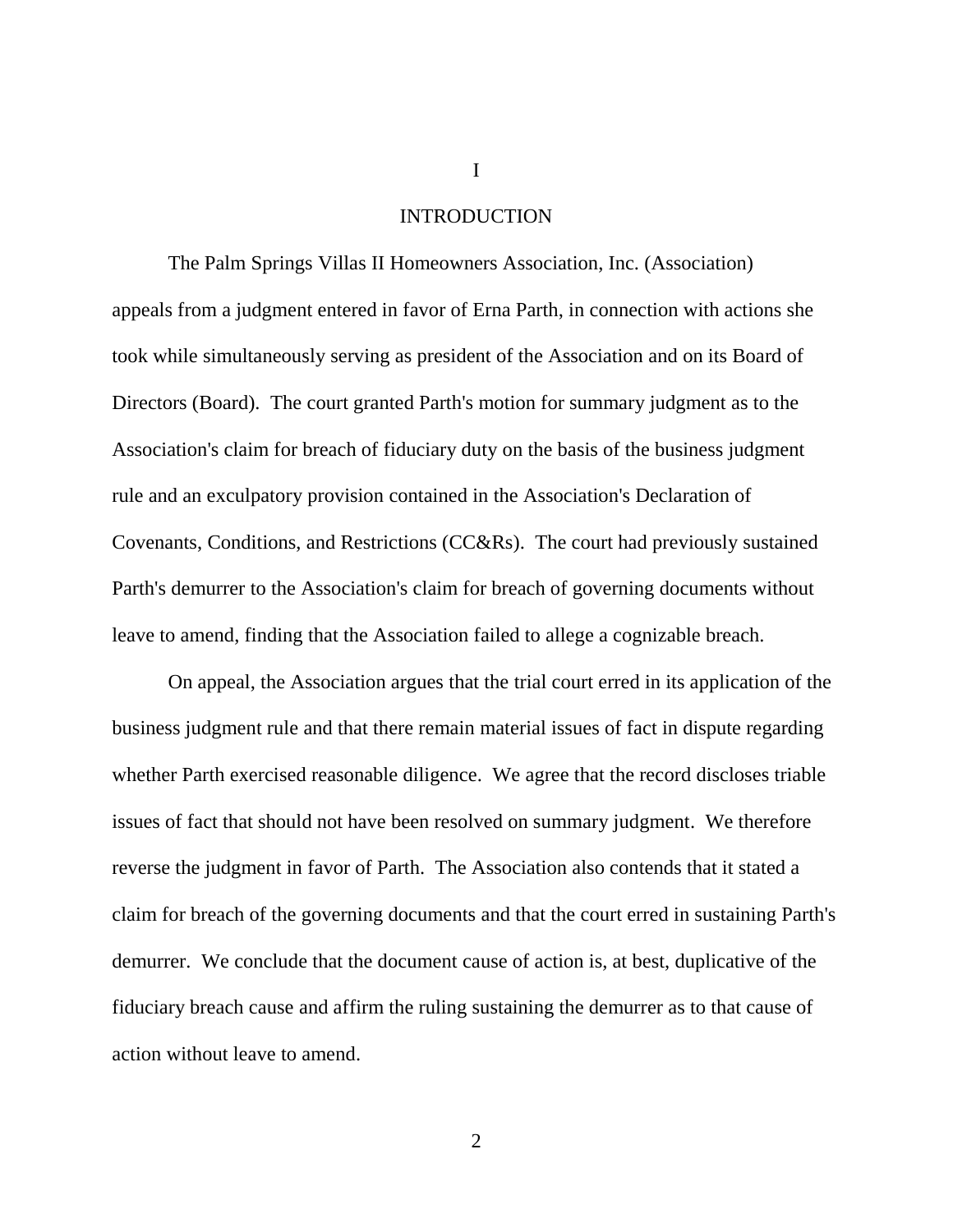# I

## INTRODUCTION

The Palm Springs Villas II Homeowners Association, Inc. (Association) appeals from a judgment entered in favor of Erna Parth, in connection with actions she took while simultaneously serving as president of the Association and on its Board of Directors (Board). The court granted Parth's motion for summary judgment as to the Association's claim for breach of fiduciary duty on the basis of the business judgment rule and an exculpatory provision contained in the Association's Declaration of Covenants, Conditions, and Restrictions (CC&Rs). The court had previously sustained Parth's demurrer to the Association's claim for breach of governing documents without leave to amend, finding that the Association failed to allege a cognizable breach.

On appeal, the Association argues that the trial court erred in its application of the business judgment rule and that there remain material issues of fact in dispute regarding whether Parth exercised reasonable diligence. We agree that the record discloses triable issues of fact that should not have been resolved on summary judgment. We therefore reverse the judgment in favor of Parth. The Association also contends that it stated a claim for breach of the governing documents and that the court erred in sustaining Parth's demurrer. We conclude that the document cause of action is, at best, duplicative of the fiduciary breach cause and affirm the ruling sustaining the demurrer as to that cause of action without leave to amend.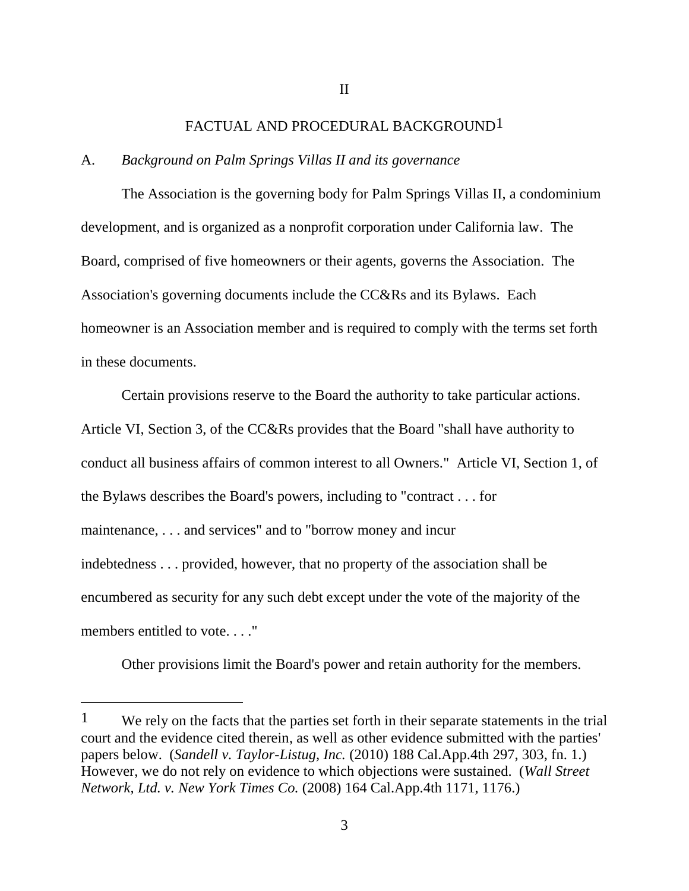## II

## FACTUAL AND PROCEDURAL BACKGROUND[1]

A. *Background on Palm Springs Villas II and its governance*

The Association is the governing body for Palm Springs Villas II, a condominium development, and is organized as a nonprofit corporation under California law. The Board, comprised of five homeowners or their agents, governs the Association. The Association's governing documents include the CC&Rs and its Bylaws. Each homeowner is an Association member and is required to comply with the terms set forth in these documents.

Certain provisions reserve to the Board the authority to take particular actions. Article VI, Section 3, of the CC&Rs provides that the Board "shall have authority to conduct all business affairs of common interest to all Owners." Article VI, Section 1, of the Bylaws describes the Board's powers, including to "contract . . . for maintenance, . . . and services" and to "borrow money and incur indebtedness . . . provided, however, that no property of the association shall be encumbered as security for any such debt except under the vote of the majority of the members entitled to vote. . . ."

Other provisions limit the Board's power and retain authority for the members.

---

[1] We rely on the facts that the parties set forth in their separate statements in the trial court and the evidence cited therein, as well as other evidence submitted with the parties' papers below. (*Sandell v. Taylor-Listug, Inc.* (2010) 188 Cal.App.4th 297, 303, fn. 1.) However, we do not rely on evidence to which objections were sustained. (*Wall Street Network, Ltd. v. New York Times Co.* (2008) 164 Cal.App.4th 1171, 1176.)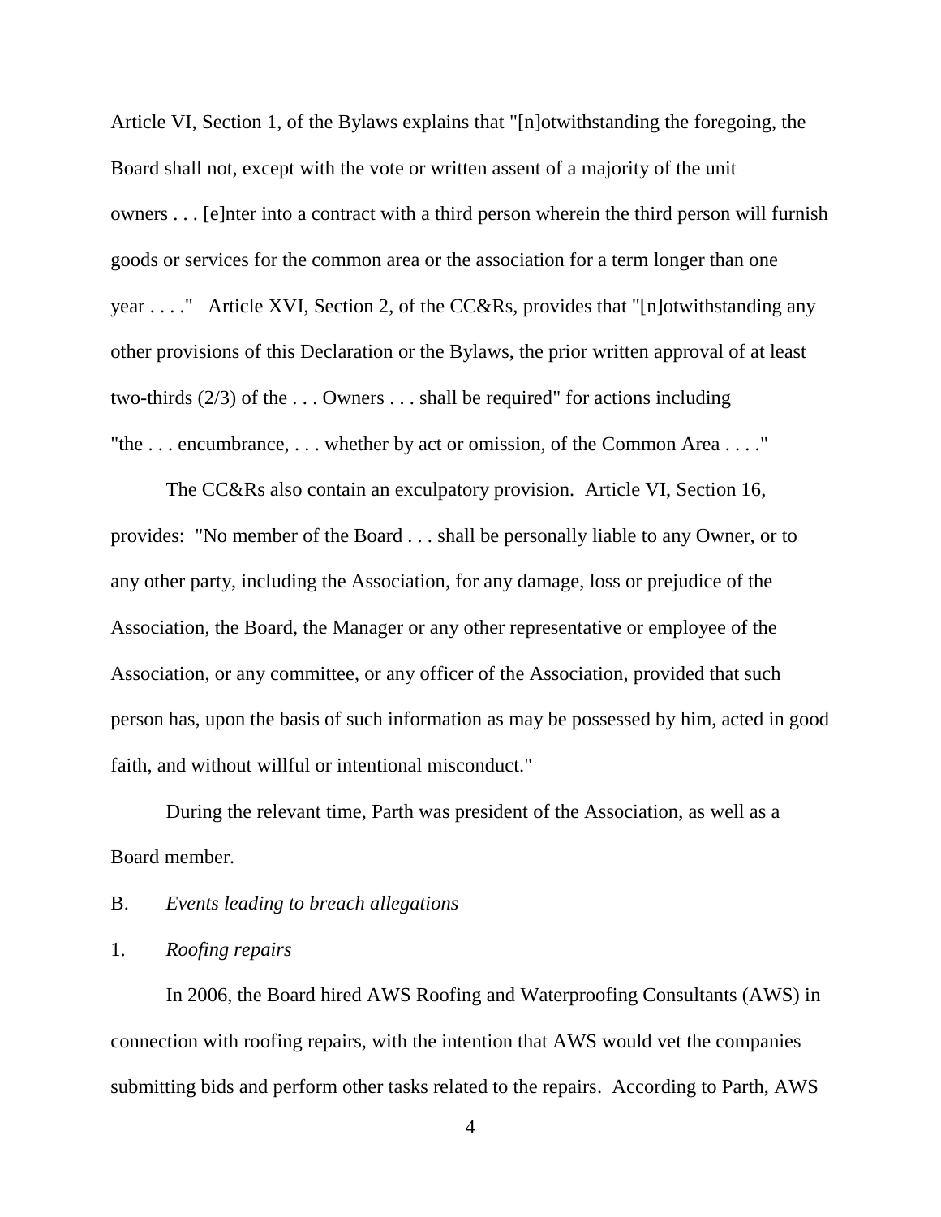Article VI, Section 1, of the Bylaws explains that "[n]otwithstanding the foregoing, the Board shall not, except with the vote or written assent of a majority of the unit owners . . . [e]nter into a contract with a third person wherein the third person will furnish goods or services for the common area or the association for a term longer than one year . . . ." Article XVI, Section 2, of the CC&Rs, provides that "[n]otwithstanding any other provisions of this Declaration or the Bylaws, the prior written approval of at least two-thirds (2/3) of the . . . Owners . . . shall be required" for actions including "the . . . encumbrance, . . . whether by act or omission, of the Common Area . . . ."

The CC&Rs also contain an exculpatory provision. Article VI, Section 16, provides: "No member of the Board . . . shall be personally liable to any Owner, or to any other party, including the Association, for any damage, loss or prejudice of the Association, the Board, the Manager or any other representative or employee of the Association, or any committee, or any officer of the Association, provided that such person has, upon the basis of such information as may be possessed by him, acted in good faith, and without willful or intentional misconduct."

During the relevant time, Parth was president of the Association, as well as a Board member.

B. *Events leading to breach allegations*

1. *Roofing repairs*

In 2006, the Board hired AWS Roofing and Waterproofing Consultants (AWS) in connection with roofing repairs, with the intention that AWS would vet the companies submitting bids and perform other tasks related to the repairs. According to Parth, AWS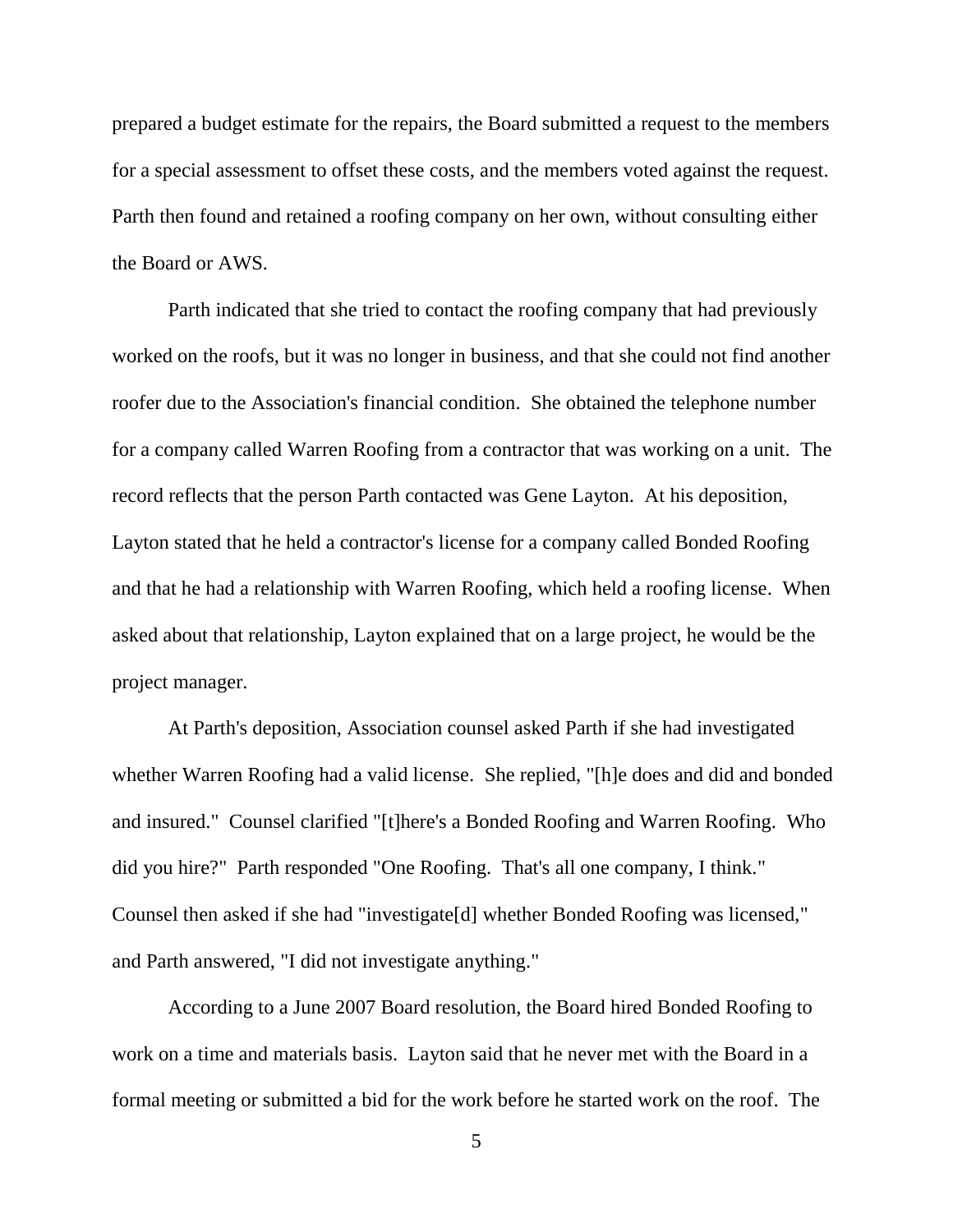prepared a budget estimate for the repairs, the Board submitted a request to the members for a special assessment to offset these costs, and the members voted against the request. Parth then found and retained a roofing company on her own, without consulting either the Board or AWS.

Parth indicated that she tried to contact the roofing company that had previously worked on the roofs, but it was no longer in business, and that she could not find another roofer due to the Association's financial condition. She obtained the telephone number for a company called Warren Roofing from a contractor that was working on a unit. The record reflects that the person Parth contacted was Gene Layton. At his deposition, Layton stated that he held a contractor's license for a company called Bonded Roofing and that he had a relationship with Warren Roofing, which held a roofing license. When asked about that relationship, Layton explained that on a large project, he would be the project manager.

At Parth's deposition, Association counsel asked Parth if she had investigated whether Warren Roofing had a valid license. She replied, "[h]e does and did and bonded and insured." Counsel clarified "[t]here's a Bonded Roofing and Warren Roofing. Who did you hire?" Parth responded "One Roofing. That's all one company, I think." Counsel then asked if she had "investigate[d] whether Bonded Roofing was licensed," and Parth answered, "I did not investigate anything."

According to a June 2007 Board resolution, the Board hired Bonded Roofing to work on a time and materials basis. Layton said that he never met with the Board in a formal meeting or submitted a bid for the work before he started work on the roof. The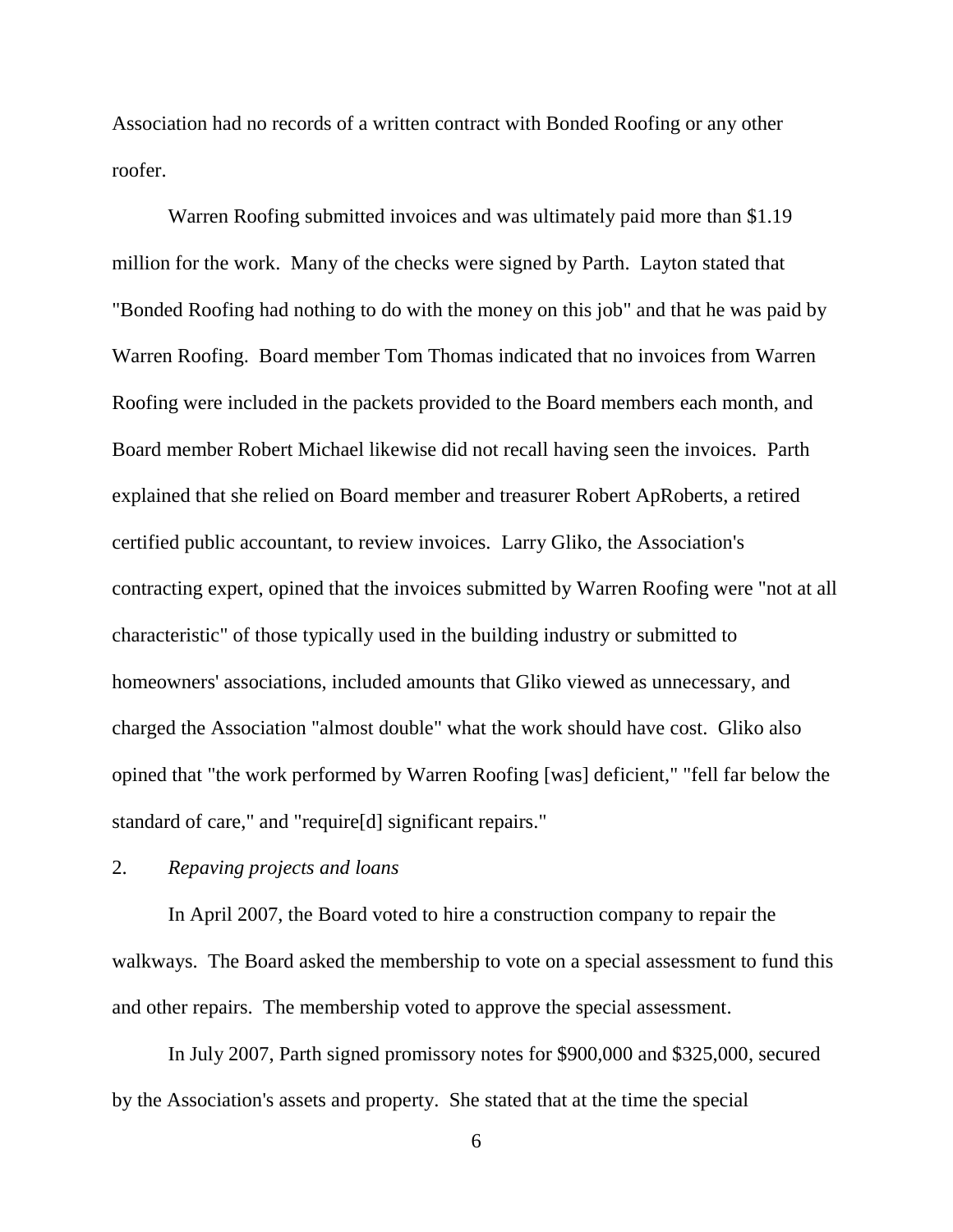Association had no records of a written contract with Bonded Roofing or any other roofer.

Warren Roofing submitted invoices and was ultimately paid more than $1.19 million for the work. Many of the checks were signed by Parth. Layton stated that "Bonded Roofing had nothing to do with the money on this job" and that he was paid by Warren Roofing. Board member Tom Thomas indicated that no invoices from Warren Roofing were included in the packets provided to the Board members each month, and Board member Robert Michael likewise did not recall having seen the invoices. Parth explained that she relied on Board member and treasurer Robert ApRoberts, a retired certified public accountant, to review invoices. Larry Gliko, the Association's contracting expert, opined that the invoices submitted by Warren Roofing were "not at all characteristic" of those typically used in the building industry or submitted to homeowners' associations, included amounts that Gliko viewed as unnecessary, and charged the Association "almost double" what the work should have cost. Gliko also opined that "the work performed by Warren Roofing [was] deficient," "fell far below the standard of care," and "require[d] significant repairs."

2. *Repaving projects and loans*

In April 2007, the Board voted to hire a construction company to repair the walkways. The Board asked the membership to vote on a special assessment to fund this and other repairs. The membership voted to approve the special assessment.

In July 2007, Parth signed promissory notes for $900,000 and $325,000, secured by the Association's assets and property. She stated that at the time the special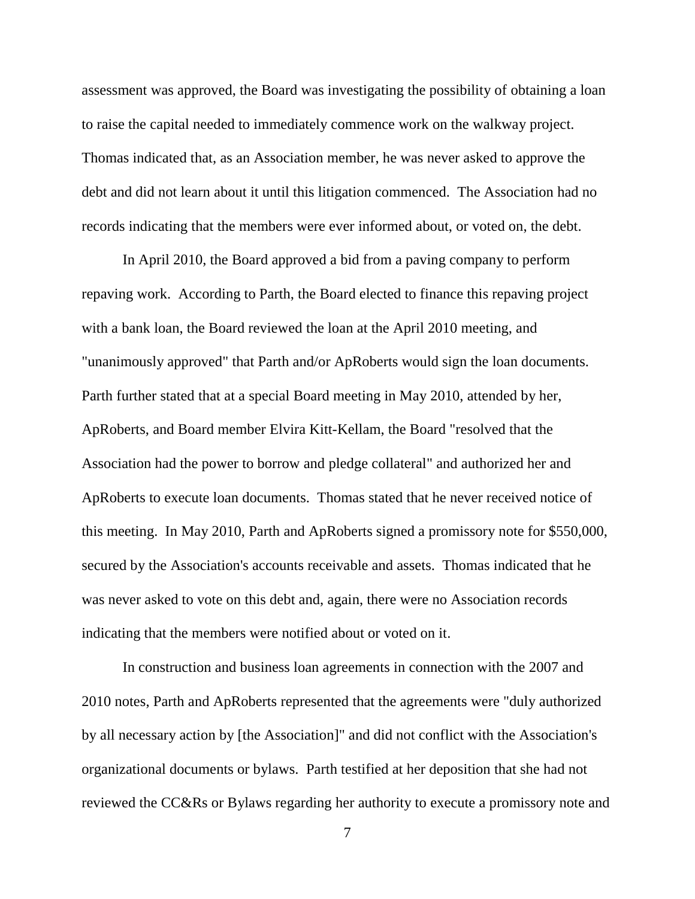assessment was approved, the Board was investigating the possibility of obtaining a loan to raise the capital needed to immediately commence work on the walkway project. Thomas indicated that, as an Association member, he was never asked to approve the debt and did not learn about it until this litigation commenced. The Association had no records indicating that the members were ever informed about, or voted on, the debt.

In April 2010, the Board approved a bid from a paving company to perform repaving work. According to Parth, the Board elected to finance this repaving project with a bank loan, the Board reviewed the loan at the April 2010 meeting, and "unanimously approved" that Parth and/or ApRoberts would sign the loan documents. Parth further stated that at a special Board meeting in May 2010, attended by her, ApRoberts, and Board member Elvira Kitt-Kellam, the Board "resolved that the Association had the power to borrow and pledge collateral" and authorized her and ApRoberts to execute loan documents. Thomas stated that he never received notice of this meeting. In May 2010, Parth and ApRoberts signed a promissory note for $550,000, secured by the Association's accounts receivable and assets. Thomas indicated that he was never asked to vote on this debt and, again, there were no Association records indicating that the members were notified about or voted on it.

In construction and business loan agreements in connection with the 2007 and 2010 notes, Parth and ApRoberts represented that the agreements were "duly authorized by all necessary action by [the Association]" and did not conflict with the Association's organizational documents or bylaws. Parth testified at her deposition that she had not reviewed the CC&Rs or Bylaws regarding her authority to execute a promissory note and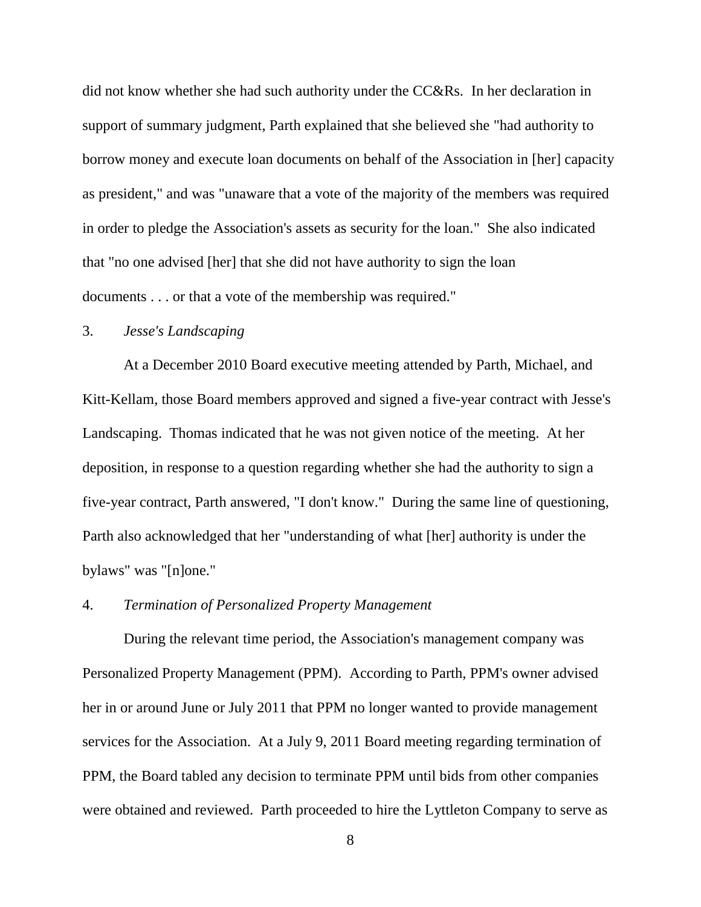did not know whether she had such authority under the CC&Rs. In her declaration in support of summary judgment, Parth explained that she believed she "had authority to borrow money and execute loan documents on behalf of the Association in [her] capacity as president," and was "unaware that a vote of the majority of the members was required in order to pledge the Association's assets as security for the loan." She also indicated that "no one advised [her] that she did not have authority to sign the loan documents . . . or that a vote of the membership was required."

3. *Jesse's Landscaping*

At a December 2010 Board executive meeting attended by Parth, Michael, and Kitt-Kellam, those Board members approved and signed a five-year contract with Jesse's Landscaping. Thomas indicated that he was not given notice of the meeting. At her deposition, in response to a question regarding whether she had the authority to sign a five-year contract, Parth answered, "I don't know." During the same line of questioning, Parth also acknowledged that her "understanding of what [her] authority is under the bylaws" was "[n]one."

4. *Termination of Personalized Property Management*

During the relevant time period, the Association's management company was Personalized Property Management (PPM). According to Parth, PPM's owner advised her in or around June or July 2011 that PPM no longer wanted to provide management services for the Association. At a July 9, 2011 Board meeting regarding termination of PPM, the Board tabled any decision to terminate PPM until bids from other companies were obtained and reviewed. Parth proceeded to hire the Lyttleton Company to serve as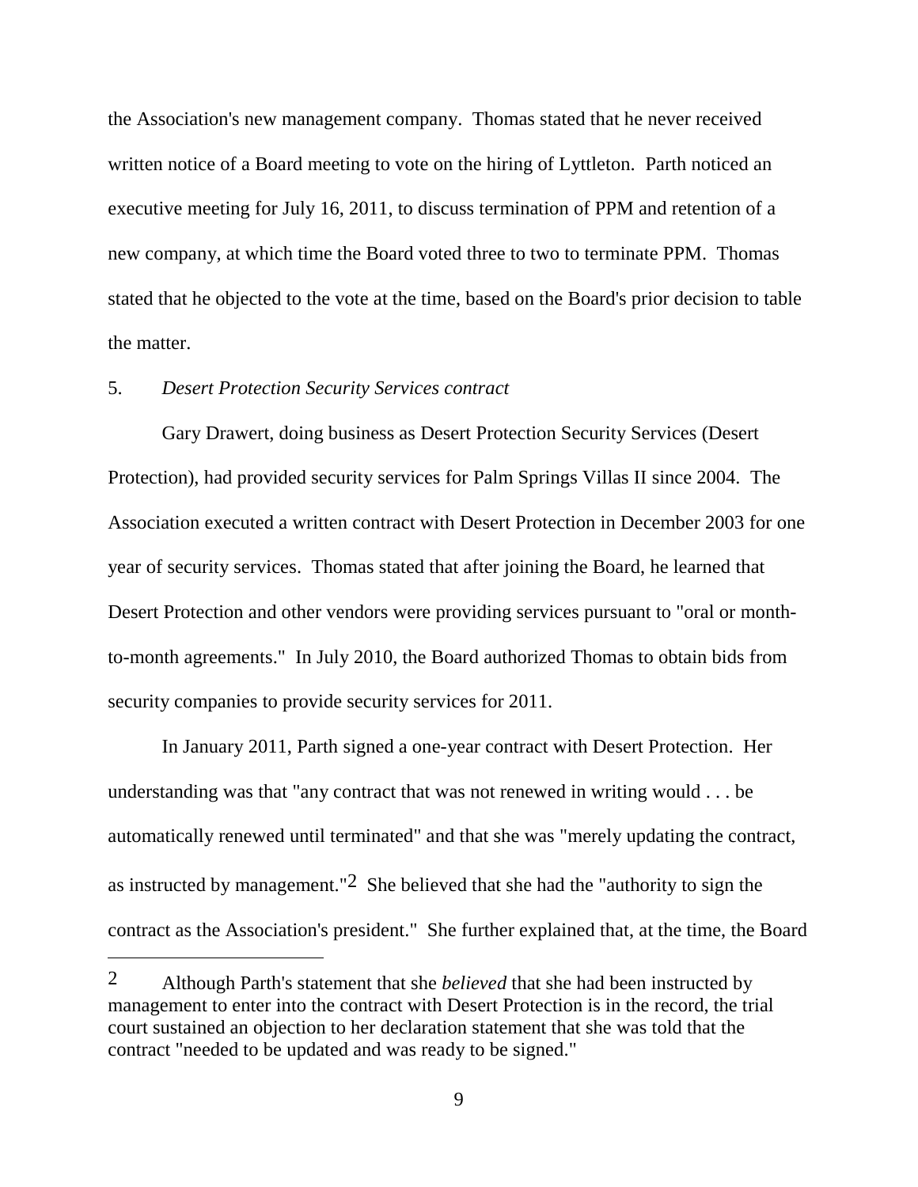the Association's new management company. Thomas stated that he never received written notice of a Board meeting to vote on the hiring of Lyttleton. Parth noticed an executive meeting for July 16, 2011, to discuss termination of PPM and retention of a new company, at which time the Board voted three to two to terminate PPM. Thomas stated that he objected to the vote at the time, based on the Board's prior decision to table the matter.

5. *Desert Protection Security Services contract*

Gary Drawert, doing business as Desert Protection Security Services (Desert Protection), had provided security services for Palm Springs Villas II since 2004. The Association executed a written contract with Desert Protection in December 2003 for one year of security services. Thomas stated that after joining the Board, he learned that Desert Protection and other vendors were providing services pursuant to "oral or month-to-month agreements." In July 2010, the Board authorized Thomas to obtain bids from security companies to provide security services for 2011.

In January 2011, Parth signed a one-year contract with Desert Protection. Her understanding was that "any contract that was not renewed in writing would . . . be automatically renewed until terminated" and that she was "merely updating the contract, as instructed by management."[2] She believed that she had the "authority to sign the contract as the Association's president." She further explained that, at the time, the Board

---

[2] Although Parth's statement that she *believed* that she had been instructed by management to enter into the contract with Desert Protection is in the record, the trial court sustained an objection to her declaration statement that she was told that the contract "needed to be updated and was ready to be signed."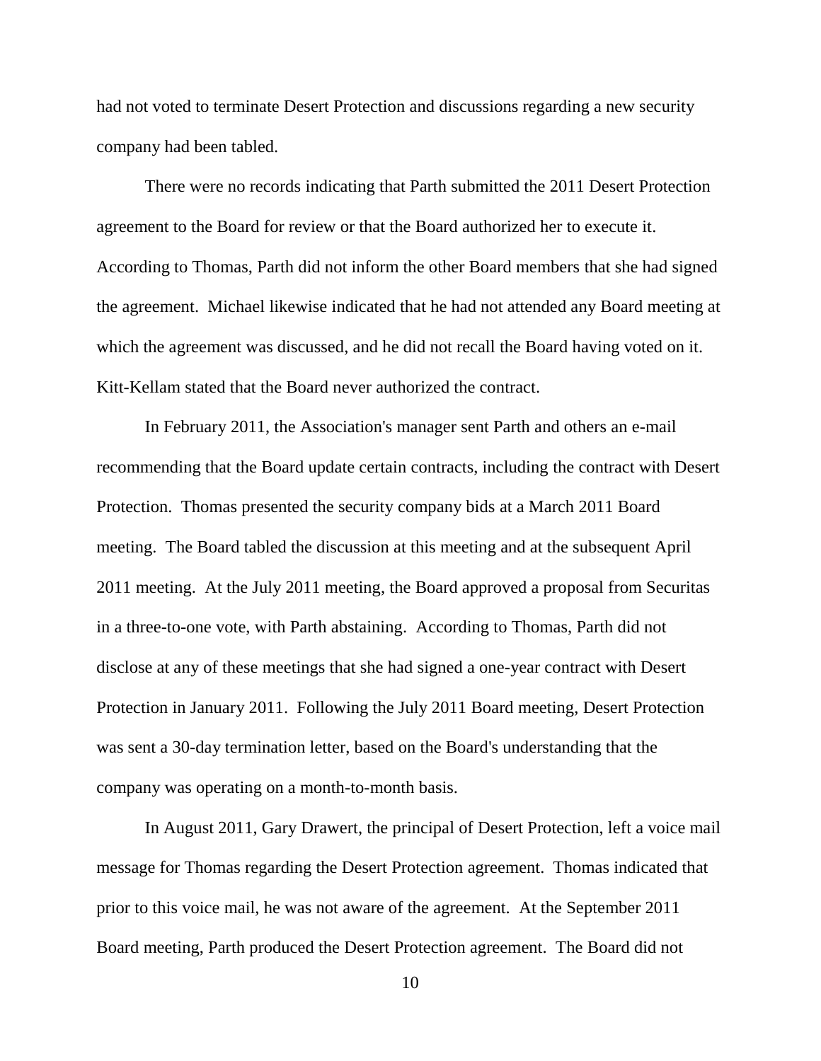had not voted to terminate Desert Protection and discussions regarding a new security company had been tabled.

There were no records indicating that Parth submitted the 2011 Desert Protection agreement to the Board for review or that the Board authorized her to execute it. According to Thomas, Parth did not inform the other Board members that she had signed the agreement. Michael likewise indicated that he had not attended any Board meeting at which the agreement was discussed, and he did not recall the Board having voted on it. Kitt-Kellam stated that the Board never authorized the contract.

In February 2011, the Association's manager sent Parth and others an e-mail recommending that the Board update certain contracts, including the contract with Desert Protection. Thomas presented the security company bids at a March 2011 Board meeting. The Board tabled the discussion at this meeting and at the subsequent April 2011 meeting. At the July 2011 meeting, the Board approved a proposal from Securitas in a three-to-one vote, with Parth abstaining. According to Thomas, Parth did not disclose at any of these meetings that she had signed a one-year contract with Desert Protection in January 2011. Following the July 2011 Board meeting, Desert Protection was sent a 30-day termination letter, based on the Board's understanding that the company was operating on a month-to-month basis.

In August 2011, Gary Drawert, the principal of Desert Protection, left a voice mail message for Thomas regarding the Desert Protection agreement. Thomas indicated that prior to this voice mail, he was not aware of the agreement. At the September 2011 Board meeting, Parth produced the Desert Protection agreement. The Board did not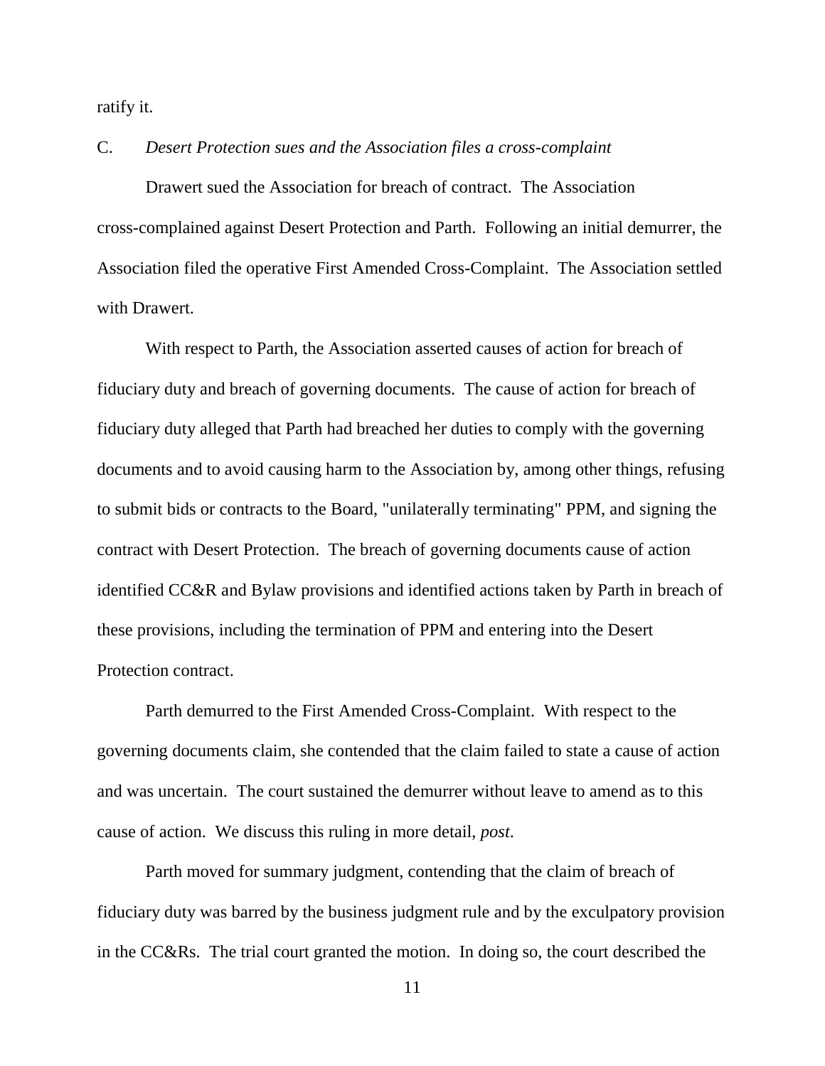ratify it.

C. *Desert Protection sues and the Association files a cross-complaint*

Drawert sued the Association for breach of contract. The Association cross-complained against Desert Protection and Parth. Following an initial demurrer, the Association filed the operative First Amended Cross-Complaint. The Association settled with Drawert.

With respect to Parth, the Association asserted causes of action for breach of fiduciary duty and breach of governing documents. The cause of action for breach of fiduciary duty alleged that Parth had breached her duties to comply with the governing documents and to avoid causing harm to the Association by, among other things, refusing to submit bids or contracts to the Board, "unilaterally terminating" PPM, and signing the contract with Desert Protection. The breach of governing documents cause of action identified CC&R and Bylaw provisions and identified actions taken by Parth in breach of these provisions, including the termination of PPM and entering into the Desert Protection contract.

Parth demurred to the First Amended Cross-Complaint. With respect to the governing documents claim, she contended that the claim failed to state a cause of action and was uncertain. The court sustained the demurrer without leave to amend as to this cause of action. We discuss this ruling in more detail, *post*.

Parth moved for summary judgment, contending that the claim of breach of fiduciary duty was barred by the business judgment rule and by the exculpatory provision in the CC&Rs. The trial court granted the motion. In doing so, the court described the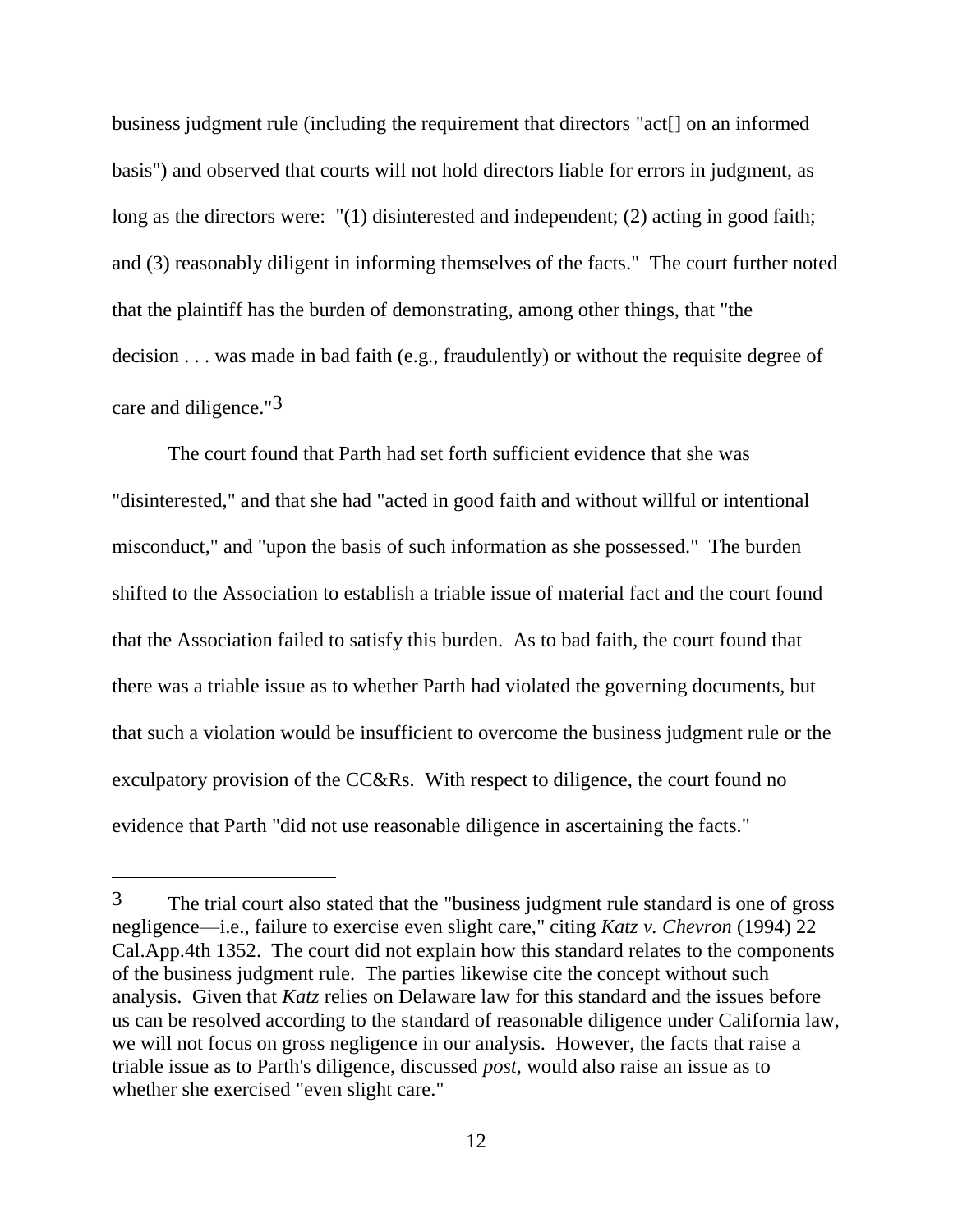business judgment rule (including the requirement that directors "act[] on an informed basis") and observed that courts will not hold directors liable for errors in judgment, as long as the directors were: "(1) disinterested and independent; (2) acting in good faith; and (3) reasonably diligent in informing themselves of the facts." The court further noted that the plaintiff has the burden of demonstrating, among other things, that "the decision . . . was made in bad faith (e.g., fraudulently) or without the requisite degree of care and diligence."[3]

The court found that Parth had set forth sufficient evidence that she was "disinterested," and that she had "acted in good faith and without willful or intentional misconduct," and "upon the basis of such information as she possessed." The burden shifted to the Association to establish a triable issue of material fact and the court found that the Association failed to satisfy this burden. As to bad faith, the court found that there was a triable issue as to whether Parth had violated the governing documents, but that such a violation would be insufficient to overcome the business judgment rule or the exculpatory provision of the CC&Rs. With respect to diligence, the court found no evidence that Parth "did not use reasonable diligence in ascertaining the facts."

---

[3] The trial court also stated that the "business judgment rule standard is one of gross negligence—i.e., failure to exercise even slight care," citing *Katz v. Chevron* (1994) 22 Cal.App.4th 1352. The court did not explain how this standard relates to the components of the business judgment rule. The parties likewise cite the concept without such analysis. Given that *Katz* relies on Delaware law for this standard and the issues before us can be resolved according to the standard of reasonable diligence under California law, we will not focus on gross negligence in our analysis. However, the facts that raise a triable issue as to Parth's diligence, discussed *post*, would also raise an issue as to whether she exercised "even slight care."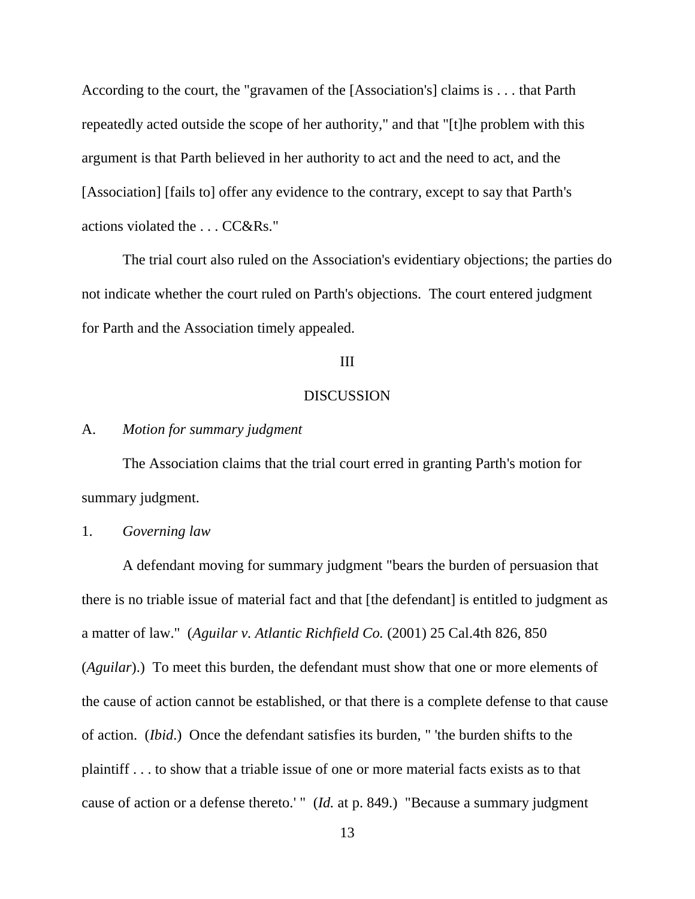According to the court, the "gravamen of the [Association's] claims is . . . that Parth repeatedly acted outside the scope of her authority," and that "[t]he problem with this argument is that Parth believed in her authority to act and the need to act, and the [Association] [fails to] offer any evidence to the contrary, except to say that Parth's actions violated the . . . CC&Rs."

The trial court also ruled on the Association's evidentiary objections; the parties do not indicate whether the court ruled on Parth's objections. The court entered judgment for Parth and the Association timely appealed.

## III

## DISCUSSION

### A. *Motion for summary judgment*

The Association claims that the trial court erred in granting Parth's motion for summary judgment.

#### 1. *Governing law*

A defendant moving for summary judgment "bears the burden of persuasion that there is no triable issue of material fact and that [the defendant] is entitled to judgment as a matter of law." (*Aguilar v. Atlantic Richfield Co.* (2001) 25 Cal.4th 826, 850 (*Aguilar*).) To meet this burden, the defendant must show that one or more elements of the cause of action cannot be established, or that there is a complete defense to that cause of action. (*Ibid*.) Once the defendant satisfies its burden, " 'the burden shifts to the plaintiff . . . to show that a triable issue of one or more material facts exists as to that cause of action or a defense thereto.' " (*Id.* at p. 849.) "Because a summary judgment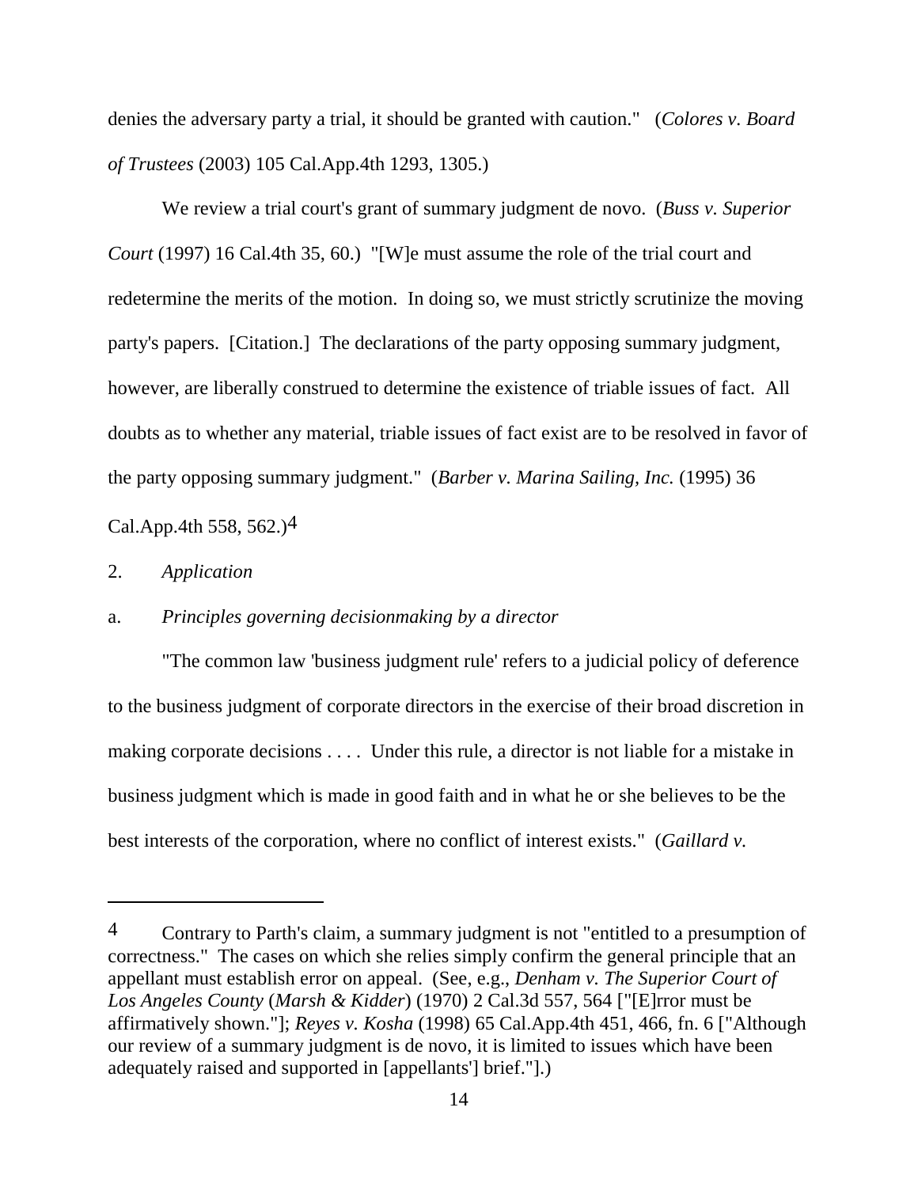denies the adversary party a trial, it should be granted with caution." (*Colores v. Board of Trustees* (2003) 105 Cal.App.4th 1293, 1305.)

We review a trial court's grant of summary judgment de novo. (*Buss v. Superior Court* (1997) 16 Cal.4th 35, 60.) "[W]e must assume the role of the trial court and redetermine the merits of the motion. In doing so, we must strictly scrutinize the moving party's papers. [Citation.] The declarations of the party opposing summary judgment, however, are liberally construed to determine the existence of triable issues of fact. All doubts as to whether any material, triable issues of fact exist are to be resolved in favor of the party opposing summary judgment." (*Barber v. Marina Sailing, Inc.* (1995) 36 Cal.App.4th 558, 562.)[4]

2. *Application*

a. *Principles governing decisionmaking by a director*

"The common law 'business judgment rule' refers to a judicial policy of deference to the business judgment of corporate directors in the exercise of their broad discretion in making corporate decisions . . . . Under this rule, a director is not liable for a mistake in business judgment which is made in good faith and in what he or she believes to be the best interests of the corporation, where no conflict of interest exists." (*Gaillard v.*

---

[4] Contrary to Parth's claim, a summary judgment is not "entitled to a presumption of correctness." The cases on which she relies simply confirm the general principle that an appellant must establish error on appeal. (See, e.g., *Denham v. The Superior Court of Los Angeles County* (*Marsh & Kidder*) (1970) 2 Cal.3d 557, 564 ["[E]rror must be affirmatively shown."]; *Reyes v. Kosha* (1998) 65 Cal.App.4th 451, 466, fn. 6 ["Although our review of a summary judgment is de novo, it is limited to issues which have been adequately raised and supported in [appellants'] brief."].)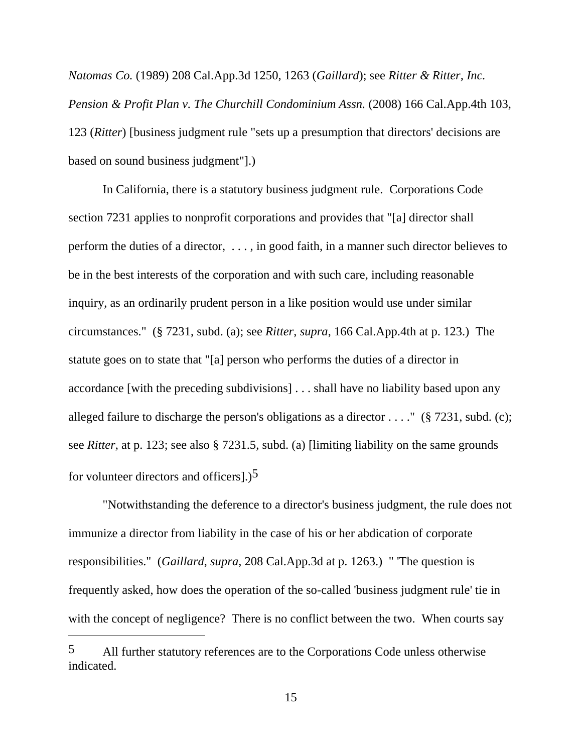*Natomas Co.* (1989) 208 Cal.App.3d 1250, 1263 (*Gaillard*); see *Ritter & Ritter, Inc. Pension & Profit Plan v. The Churchill Condominium Assn.* (2008) 166 Cal.App.4th 103, 123 (*Ritter*) [business judgment rule "sets up a presumption that directors' decisions are based on sound business judgment"].)

In California, there is a statutory business judgment rule. Corporations Code section 7231 applies to nonprofit corporations and provides that "[a] director shall perform the duties of a director, . . . , in good faith, in a manner such director believes to be in the best interests of the corporation and with such care, including reasonable inquiry, as an ordinarily prudent person in a like position would use under similar circumstances." (§ 7231, subd. (a); see *Ritter*, *supra*, 166 Cal.App.4th at p. 123.) The statute goes on to state that "[a] person who performs the duties of a director in accordance [with the preceding subdivisions] . . . shall have no liability based upon any alleged failure to discharge the person's obligations as a director . . . ." (§ 7231, subd. (c); see *Ritter*, at p. 123; see also § 7231.5, subd. (a) [limiting liability on the same grounds for volunteer directors and officers].)[5]

"Notwithstanding the deference to a director's business judgment, the rule does not immunize a director from liability in the case of his or her abdication of corporate responsibilities." (*Gaillard*, *supra*, 208 Cal.App.3d at p. 1263.) " 'The question is frequently asked, how does the operation of the so-called 'business judgment rule' tie in with the concept of negligence? There is no conflict between the two. When courts say

---

[5] All further statutory references are to the Corporations Code unless otherwise indicated.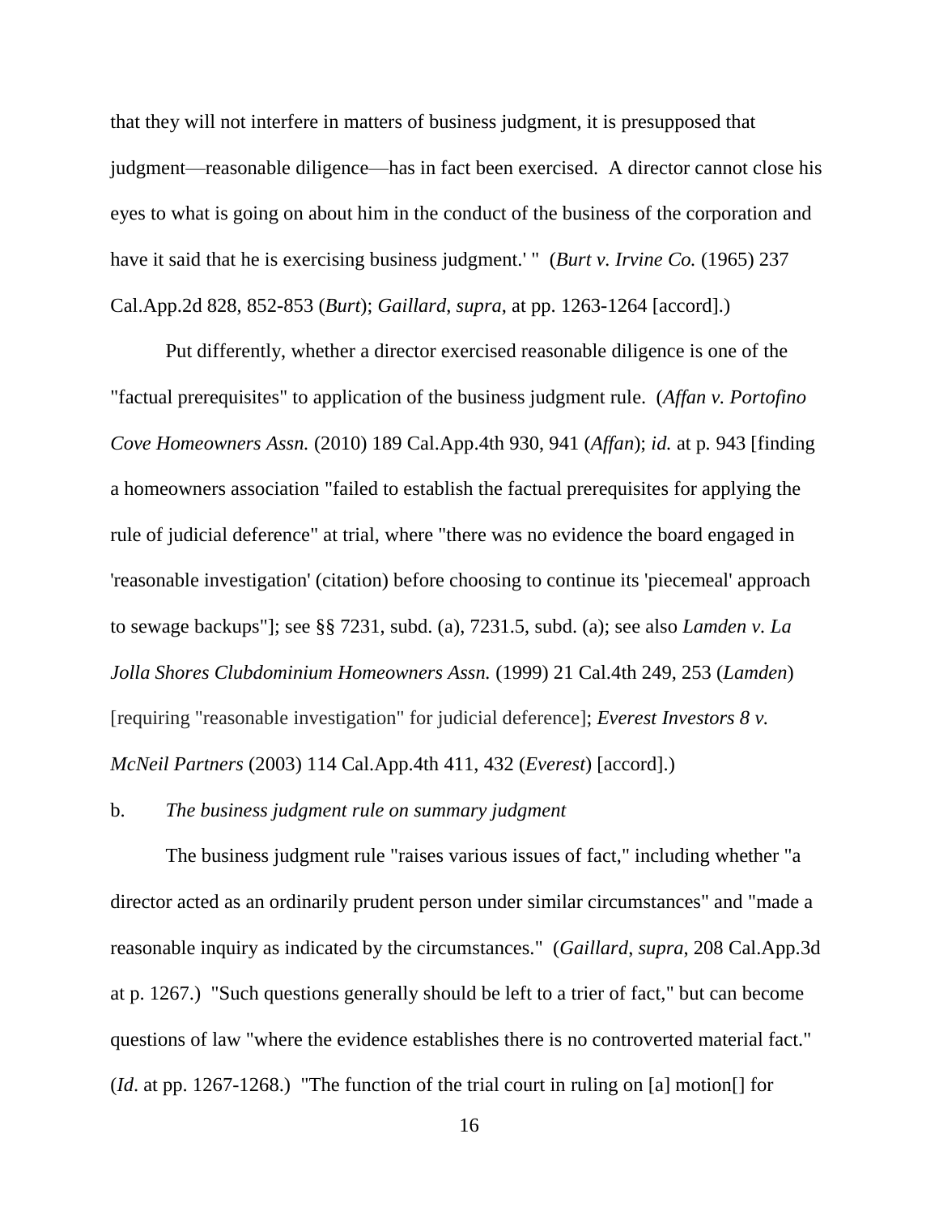that they will not interfere in matters of business judgment, it is presupposed that judgment—reasonable diligence—has in fact been exercised. A director cannot close his eyes to what is going on about him in the conduct of the business of the corporation and have it said that he is exercising business judgment.' " (*Burt v. Irvine Co.* (1965) 237 Cal.App.2d 828, 852-853 (*Burt*); *Gaillard*, *supra*, at pp. 1263-1264 [accord].)

Put differently, whether a director exercised reasonable diligence is one of the "factual prerequisites" to application of the business judgment rule. (*Affan v. Portofino Cove Homeowners Assn.* (2010) 189 Cal.App.4th 930, 941 (*Affan*); *id.* at p. 943 [finding a homeowners association "failed to establish the factual prerequisites for applying the rule of judicial deference" at trial, where "there was no evidence the board engaged in 'reasonable investigation' (citation) before choosing to continue its 'piecemeal' approach to sewage backups"]; see §§ 7231, subd. (a), 7231.5, subd. (a); see also *Lamden v. La Jolla Shores Clubdominium Homeowners Assn.* (1999) 21 Cal.4th 249, 253 (*Lamden*) [requiring "reasonable investigation" for judicial deference]; *Everest Investors 8 v. McNeil Partners* (2003) 114 Cal.App.4th 411, 432 (*Everest*) [accord].)

b. *The business judgment rule on summary judgment*

The business judgment rule "raises various issues of fact," including whether "a director acted as an ordinarily prudent person under similar circumstances" and "made a reasonable inquiry as indicated by the circumstances." (*Gaillard*, *supra*, 208 Cal.App.3d at p. 1267.) "Such questions generally should be left to a trier of fact," but can become questions of law "where the evidence establishes there is no controverted material fact." (*Id*. at pp. 1267-1268.) "The function of the trial court in ruling on [a] motion[] for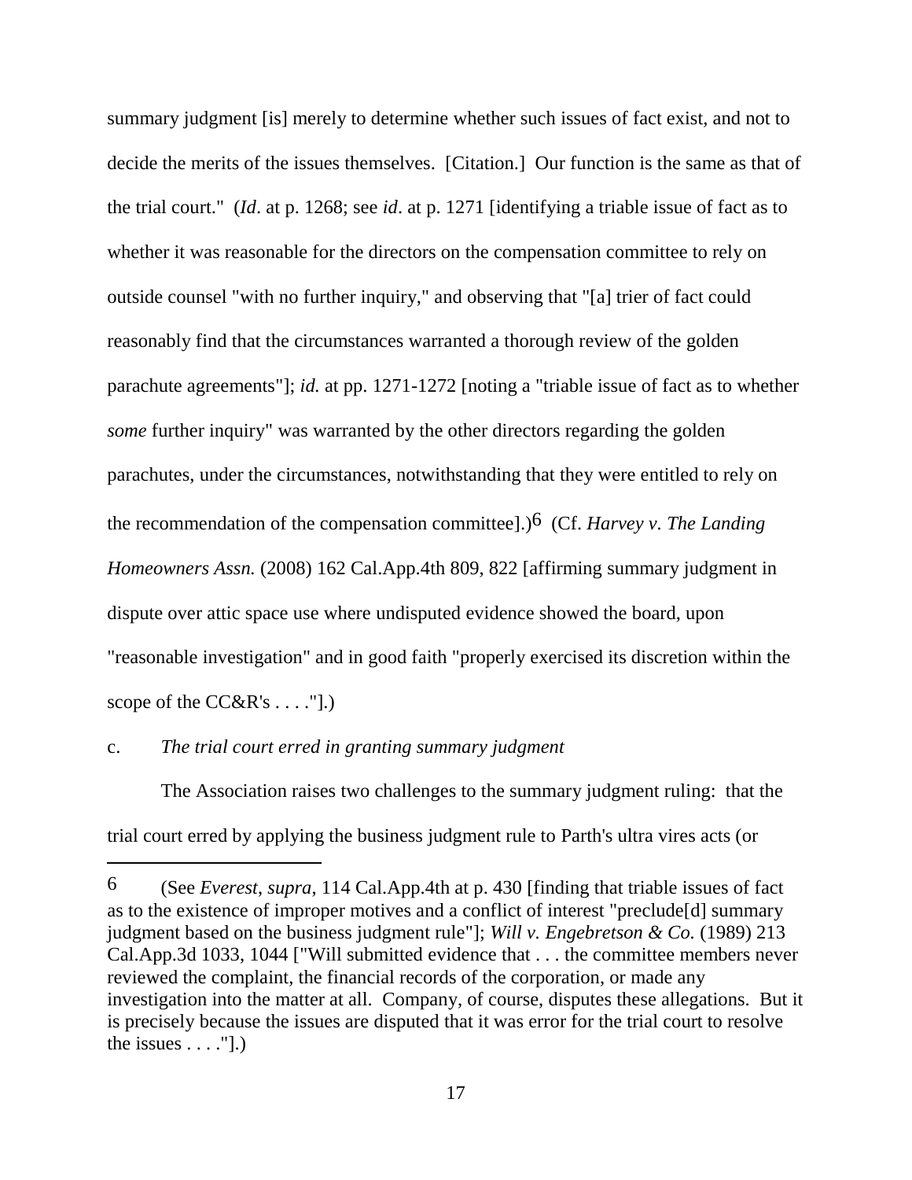summary judgment [is] merely to determine whether such issues of fact exist, and not to decide the merits of the issues themselves. [Citation.] Our function is the same as that of the trial court." (*Id*. at p. 1268; see *id*. at p. 1271 [identifying a triable issue of fact as to whether it was reasonable for the directors on the compensation committee to rely on outside counsel "with no further inquiry," and observing that "[a] trier of fact could reasonably find that the circumstances warranted a thorough review of the golden parachute agreements"]; *id.* at pp. 1271-1272 [noting a "triable issue of fact as to whether *some* further inquiry" was warranted by the other directors regarding the golden parachutes, under the circumstances, notwithstanding that they were entitled to rely on the recommendation of the compensation committee].)[6] (Cf. *Harvey v. The Landing Homeowners Assn.* (2008) 162 Cal.App.4th 809, 822 [affirming summary judgment in dispute over attic space use where undisputed evidence showed the board, upon "reasonable investigation" and in good faith "properly exercised its discretion within the scope of the CC&R's . . . ."].)

c. *The trial court erred in granting summary judgment*

The Association raises two challenges to the summary judgment ruling: that the trial court erred by applying the business judgment rule to Parth's ultra vires acts (or

---

[6] (See *Everest*, *supra*, 114 Cal.App.4th at p. 430 [finding that triable issues of fact as to the existence of improper motives and a conflict of interest "preclude[d] summary judgment based on the business judgment rule"]; *Will v. Engebretson & Co.* (1989) 213 Cal.App.3d 1033, 1044 ["Will submitted evidence that . . . the committee members never reviewed the complaint, the financial records of the corporation, or made any investigation into the matter at all. Company, of course, disputes these allegations. But it is precisely because the issues are disputed that it was error for the trial court to resolve the issues . . . ."].)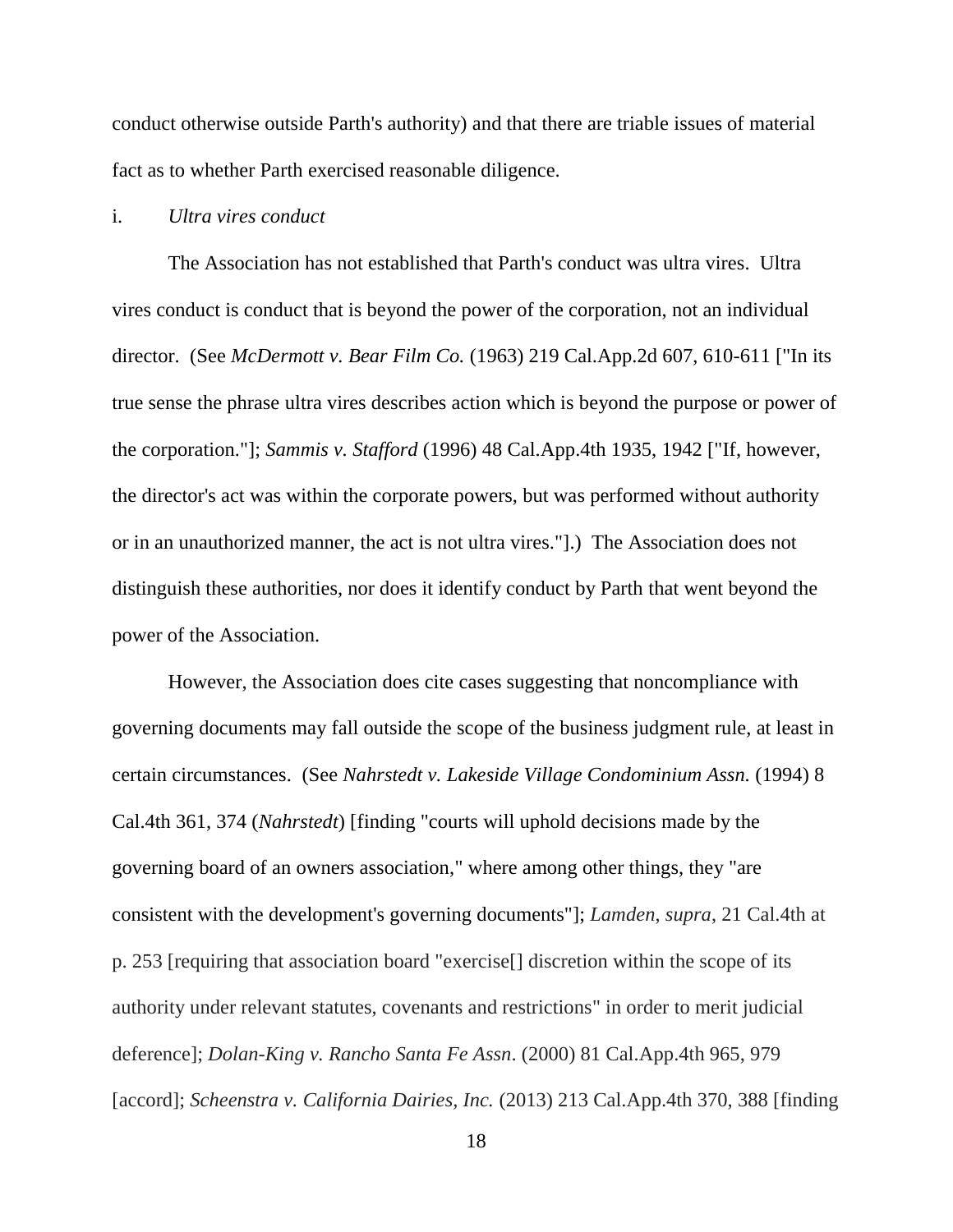conduct otherwise outside Parth's authority) and that there are triable issues of material fact as to whether Parth exercised reasonable diligence.

i. *Ultra vires conduct*

The Association has not established that Parth's conduct was ultra vires. Ultra vires conduct is conduct that is beyond the power of the corporation, not an individual director. (See *McDermott v. Bear Film Co.* (1963) 219 Cal.App.2d 607, 610-611 ["In its true sense the phrase ultra vires describes action which is beyond the purpose or power of the corporation."]; *Sammis v. Stafford* (1996) 48 Cal.App.4th 1935, 1942 ["If, however, the director's act was within the corporate powers, but was performed without authority or in an unauthorized manner, the act is not ultra vires."].) The Association does not distinguish these authorities, nor does it identify conduct by Parth that went beyond the power of the Association.

However, the Association does cite cases suggesting that noncompliance with governing documents may fall outside the scope of the business judgment rule, at least in certain circumstances. (See *Nahrstedt v. Lakeside Village Condominium Assn.* (1994) 8 Cal.4th 361, 374 (*Nahrstedt*) [finding "courts will uphold decisions made by the governing board of an owners association," where among other things, they "are consistent with the development's governing documents"]; *Lamden*, *supra*, 21 Cal.4th at p. 253 [requiring that association board "exercise[] discretion within the scope of its authority under relevant statutes, covenants and restrictions" in order to merit judicial deference]; *Dolan-King v. Rancho Santa Fe Assn*. (2000) 81 Cal.App.4th 965, 979 [accord]; *Scheenstra v. California Dairies, Inc.* (2013) 213 Cal.App.4th 370, 388 [finding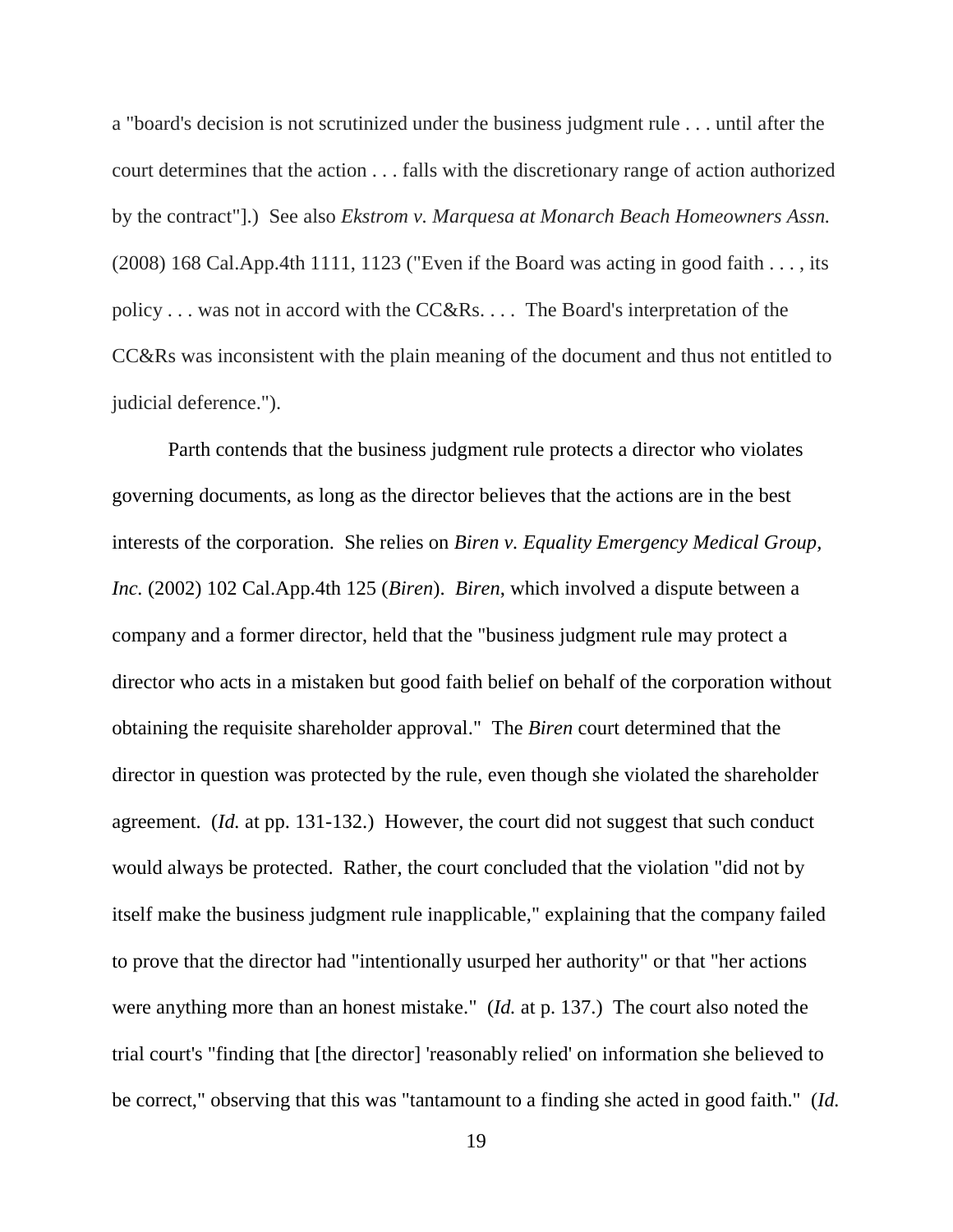a "board's decision is not scrutinized under the business judgment rule . . . until after the court determines that the action . . . falls with the discretionary range of action authorized by the contract"].) See also *Ekstrom v. Marquesa at Monarch Beach Homeowners Assn.* (2008) 168 Cal.App.4th 1111, 1123 ("Even if the Board was acting in good faith . . . , its policy . . . was not in accord with the CC&Rs. . . . The Board's interpretation of the CC&Rs was inconsistent with the plain meaning of the document and thus not entitled to judicial deference.").

Parth contends that the business judgment rule protects a director who violates governing documents, as long as the director believes that the actions are in the best interests of the corporation. She relies on *Biren v. Equality Emergency Medical Group, Inc.* (2002) 102 Cal.App.4th 125 (*Biren*). *Biren*, which involved a dispute between a company and a former director, held that the "business judgment rule may protect a director who acts in a mistaken but good faith belief on behalf of the corporation without obtaining the requisite shareholder approval." The *Biren* court determined that the director in question was protected by the rule, even though she violated the shareholder agreement. (*Id.* at pp. 131-132.) However, the court did not suggest that such conduct would always be protected. Rather, the court concluded that the violation "did not by itself make the business judgment rule inapplicable," explaining that the company failed to prove that the director had "intentionally usurped her authority" or that "her actions were anything more than an honest mistake." (*Id.* at p. 137.) The court also noted the trial court's "finding that [the director] 'reasonably relied' on information she believed to be correct," observing that this was "tantamount to a finding she acted in good faith." (*Id.*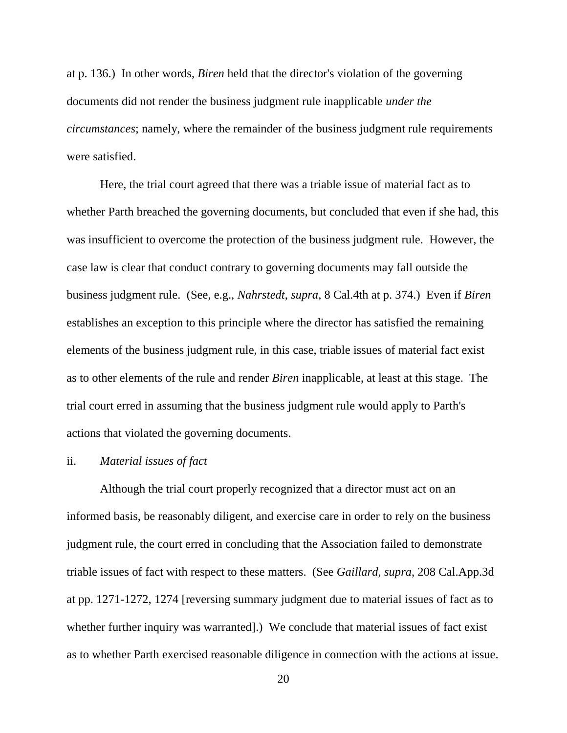at p. 136.) In other words, *Biren* held that the director's violation of the governing documents did not render the business judgment rule inapplicable *under the circumstances*; namely, where the remainder of the business judgment rule requirements were satisfied.

Here, the trial court agreed that there was a triable issue of material fact as to whether Parth breached the governing documents, but concluded that even if she had, this was insufficient to overcome the protection of the business judgment rule. However, the case law is clear that conduct contrary to governing documents may fall outside the business judgment rule. (See, e.g., *Nahrstedt*, *supra*, 8 Cal.4th at p. 374.) Even if *Biren* establishes an exception to this principle where the director has satisfied the remaining elements of the business judgment rule, in this case, triable issues of material fact exist as to other elements of the rule and render *Biren* inapplicable, at least at this stage. The trial court erred in assuming that the business judgment rule would apply to Parth's actions that violated the governing documents.

ii. *Material issues of fact*

Although the trial court properly recognized that a director must act on an informed basis, be reasonably diligent, and exercise care in order to rely on the business judgment rule, the court erred in concluding that the Association failed to demonstrate triable issues of fact with respect to these matters. (See *Gaillard*, *supra*, 208 Cal.App.3d at pp. 1271-1272, 1274 [reversing summary judgment due to material issues of fact as to whether further inquiry was warranted].) We conclude that material issues of fact exist as to whether Parth exercised reasonable diligence in connection with the actions at issue.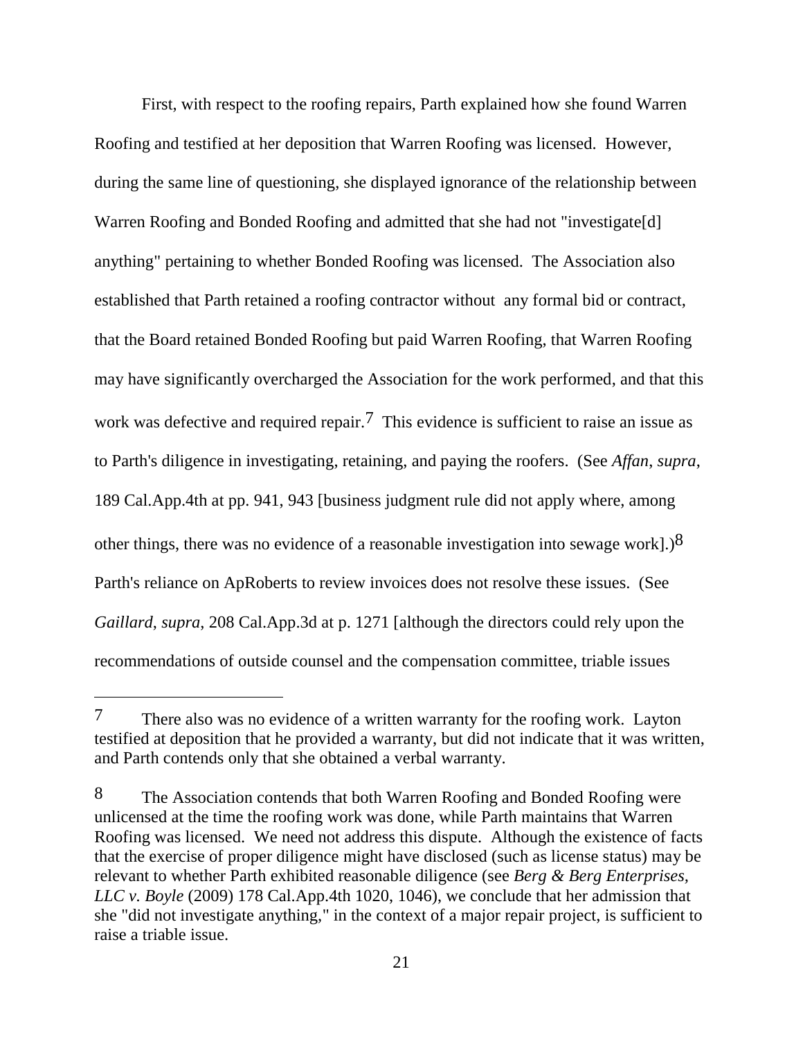First, with respect to the roofing repairs, Parth explained how she found Warren Roofing and testified at her deposition that Warren Roofing was licensed. However, during the same line of questioning, she displayed ignorance of the relationship between Warren Roofing and Bonded Roofing and admitted that she had not "investigate[d] anything" pertaining to whether Bonded Roofing was licensed. The Association also established that Parth retained a roofing contractor without any formal bid or contract, that the Board retained Bonded Roofing but paid Warren Roofing, that Warren Roofing may have significantly overcharged the Association for the work performed, and that this work was defective and required repair.[7] This evidence is sufficient to raise an issue as to Parth's diligence in investigating, retaining, and paying the roofers. (See *Affan*, *supra*, 189 Cal.App.4th at pp. 941, 943 [business judgment rule did not apply where, among other things, there was no evidence of a reasonable investigation into sewage work].)[8] Parth's reliance on ApRoberts to review invoices does not resolve these issues. (See *Gaillard*, *supra*, 208 Cal.App.3d at p. 1271 [although the directors could rely upon the recommendations of outside counsel and the compensation committee, triable issues

---

[7] There also was no evidence of a written warranty for the roofing work. Layton testified at deposition that he provided a warranty, but did not indicate that it was written, and Parth contends only that she obtained a verbal warranty.

[8] The Association contends that both Warren Roofing and Bonded Roofing were unlicensed at the time the roofing work was done, while Parth maintains that Warren Roofing was licensed. We need not address this dispute. Although the existence of facts that the exercise of proper diligence might have disclosed (such as license status) may be relevant to whether Parth exhibited reasonable diligence (see *Berg & Berg Enterprises, LLC v. Boyle* (2009) 178 Cal.App.4th 1020, 1046), we conclude that her admission that she "did not investigate anything," in the context of a major repair project, is sufficient to raise a triable issue.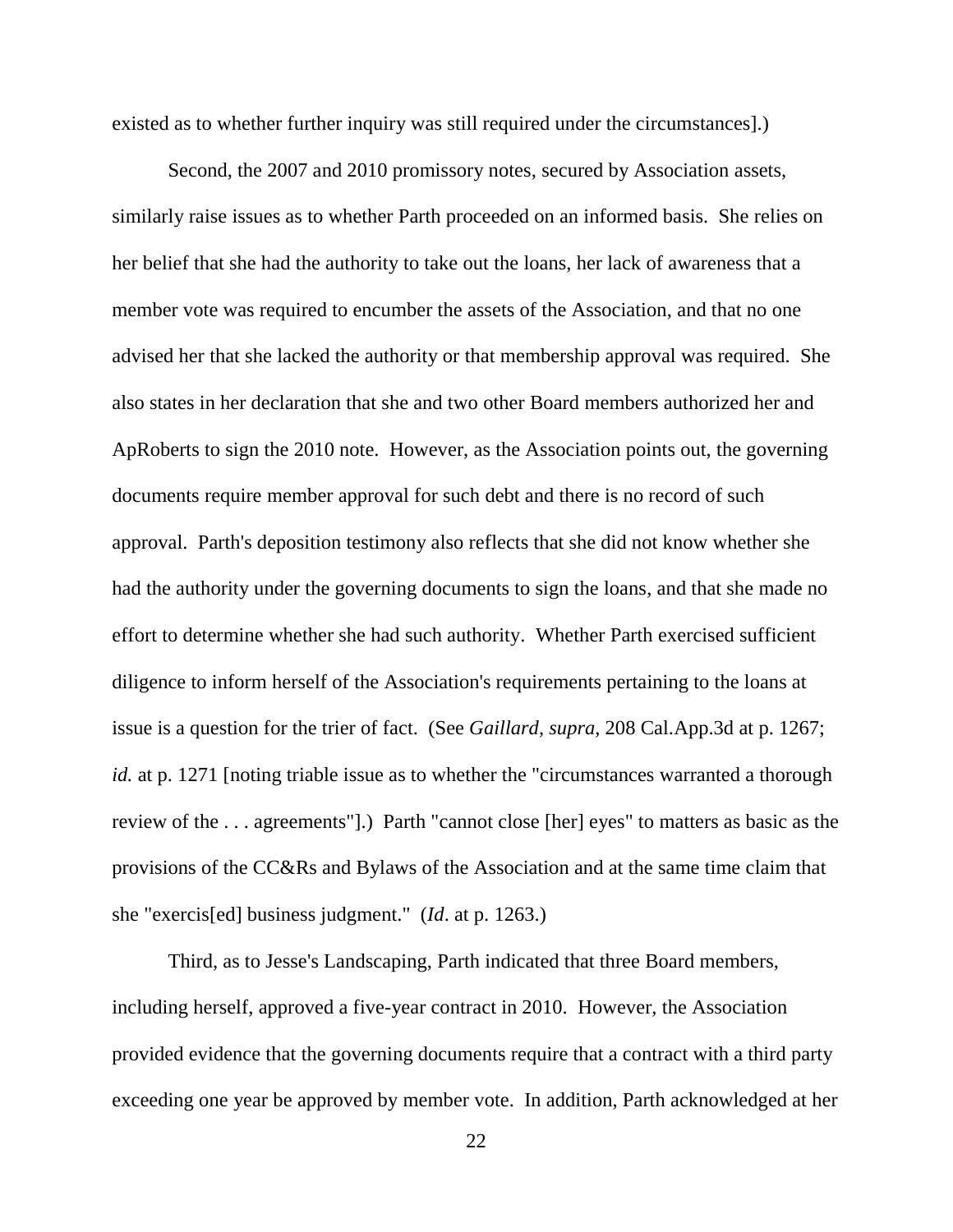existed as to whether further inquiry was still required under the circumstances].)

Second, the 2007 and 2010 promissory notes, secured by Association assets, similarly raise issues as to whether Parth proceeded on an informed basis. She relies on her belief that she had the authority to take out the loans, her lack of awareness that a member vote was required to encumber the assets of the Association, and that no one advised her that she lacked the authority or that membership approval was required. She also states in her declaration that she and two other Board members authorized her and ApRoberts to sign the 2010 note. However, as the Association points out, the governing documents require member approval for such debt and there is no record of such approval. Parth's deposition testimony also reflects that she did not know whether she had the authority under the governing documents to sign the loans, and that she made no effort to determine whether she had such authority. Whether Parth exercised sufficient diligence to inform herself of the Association's requirements pertaining to the loans at issue is a question for the trier of fact. (See *Gaillard*, *supra*, 208 Cal.App.3d at p. 1267; *id.* at p. 1271 [noting triable issue as to whether the "circumstances warranted a thorough review of the . . . agreements"].) Parth "cannot close [her] eyes" to matters as basic as the provisions of the CC&Rs and Bylaws of the Association and at the same time claim that she "exercis[ed] business judgment." (*Id*. at p. 1263.)

Third, as to Jesse's Landscaping, Parth indicated that three Board members, including herself, approved a five-year contract in 2010. However, the Association provided evidence that the governing documents require that a contract with a third party exceeding one year be approved by member vote. In addition, Parth acknowledged at her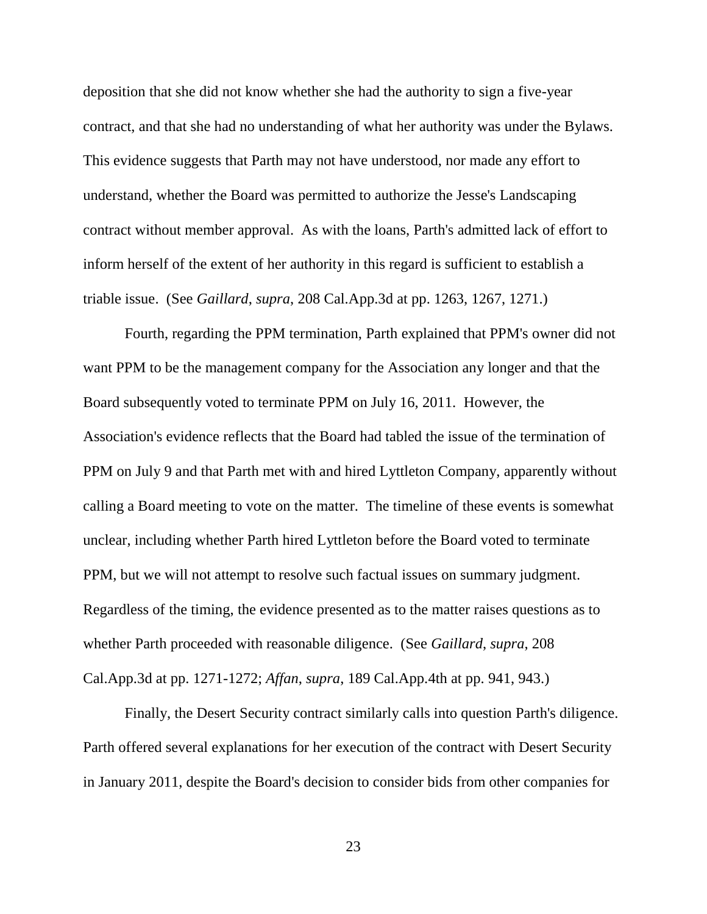deposition that she did not know whether she had the authority to sign a five-year contract, and that she had no understanding of what her authority was under the Bylaws. This evidence suggests that Parth may not have understood, nor made any effort to understand, whether the Board was permitted to authorize the Jesse's Landscaping contract without member approval. As with the loans, Parth's admitted lack of effort to inform herself of the extent of her authority in this regard is sufficient to establish a triable issue. (See *Gaillard*, *supra*, 208 Cal.App.3d at pp. 1263, 1267, 1271.)

Fourth, regarding the PPM termination, Parth explained that PPM's owner did not want PPM to be the management company for the Association any longer and that the Board subsequently voted to terminate PPM on July 16, 2011. However, the Association's evidence reflects that the Board had tabled the issue of the termination of PPM on July 9 and that Parth met with and hired Lyttleton Company, apparently without calling a Board meeting to vote on the matter. The timeline of these events is somewhat unclear, including whether Parth hired Lyttleton before the Board voted to terminate PPM, but we will not attempt to resolve such factual issues on summary judgment. Regardless of the timing, the evidence presented as to the matter raises questions as to whether Parth proceeded with reasonable diligence. (See *Gaillard*, *supra*, 208 Cal.App.3d at pp. 1271-1272; *Affan*, *supra*, 189 Cal.App.4th at pp. 941, 943.)

Finally, the Desert Security contract similarly calls into question Parth's diligence. Parth offered several explanations for her execution of the contract with Desert Security in January 2011, despite the Board's decision to consider bids from other companies for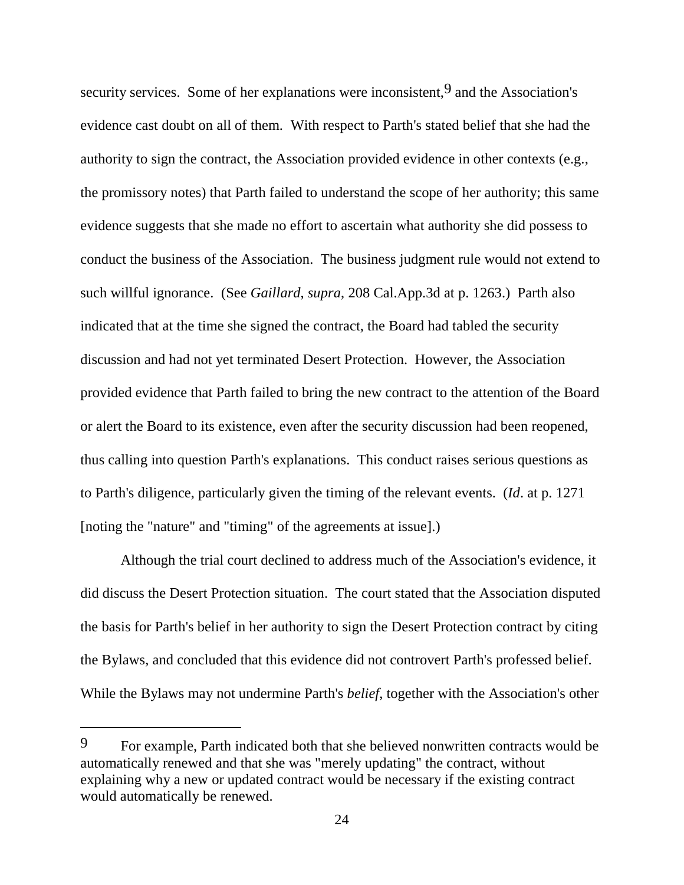security services. Some of her explanations were inconsistent,[9] and the Association's evidence cast doubt on all of them. With respect to Parth's stated belief that she had the authority to sign the contract, the Association provided evidence in other contexts (e.g., the promissory notes) that Parth failed to understand the scope of her authority; this same evidence suggests that she made no effort to ascertain what authority she did possess to conduct the business of the Association. The business judgment rule would not extend to such willful ignorance. (See *Gaillard*, *supra*, 208 Cal.App.3d at p. 1263.) Parth also indicated that at the time she signed the contract, the Board had tabled the security discussion and had not yet terminated Desert Protection. However, the Association provided evidence that Parth failed to bring the new contract to the attention of the Board or alert the Board to its existence, even after the security discussion had been reopened, thus calling into question Parth's explanations. This conduct raises serious questions as to Parth's diligence, particularly given the timing of the relevant events. (*Id*. at p. 1271 [noting the "nature" and "timing" of the agreements at issue].)

Although the trial court declined to address much of the Association's evidence, it did discuss the Desert Protection situation. The court stated that the Association disputed the basis for Parth's belief in her authority to sign the Desert Protection contract by citing the Bylaws, and concluded that this evidence did not controvert Parth's professed belief. While the Bylaws may not undermine Parth's *belief*, together with the Association's other

---

[9] For example, Parth indicated both that she believed nonwritten contracts would be automatically renewed and that she was "merely updating" the contract, without explaining why a new or updated contract would be necessary if the existing contract would automatically be renewed.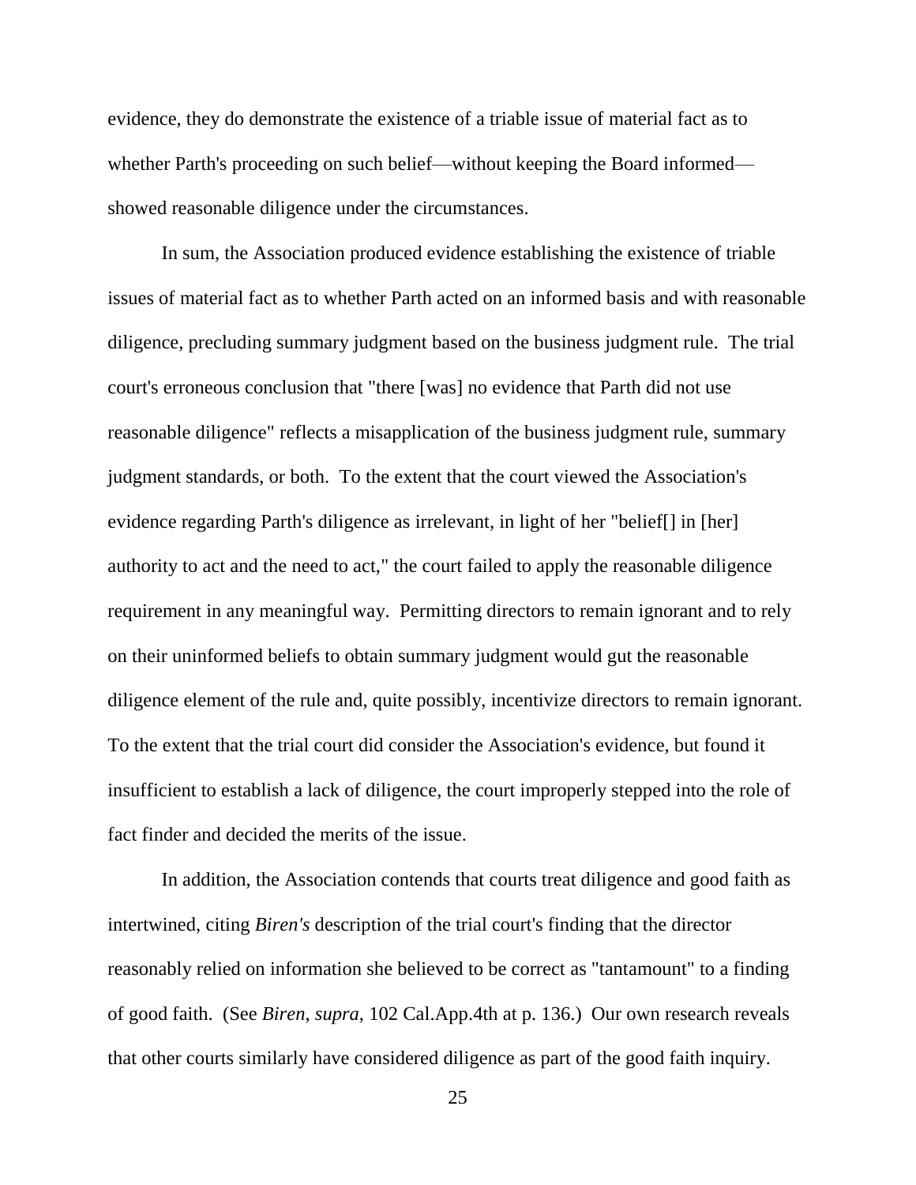evidence, they do demonstrate the existence of a triable issue of material fact as to whether Parth's proceeding on such belief—without keeping the Board informed—showed reasonable diligence under the circumstances.

In sum, the Association produced evidence establishing the existence of triable issues of material fact as to whether Parth acted on an informed basis and with reasonable diligence, precluding summary judgment based on the business judgment rule. The trial court's erroneous conclusion that "there [was] no evidence that Parth did not use reasonable diligence" reflects a misapplication of the business judgment rule, summary judgment standards, or both. To the extent that the court viewed the Association's evidence regarding Parth's diligence as irrelevant, in light of her "belief[] in [her] authority to act and the need to act," the court failed to apply the reasonable diligence requirement in any meaningful way. Permitting directors to remain ignorant and to rely on their uninformed beliefs to obtain summary judgment would gut the reasonable diligence element of the rule and, quite possibly, incentivize directors to remain ignorant. To the extent that the trial court did consider the Association's evidence, but found it insufficient to establish a lack of diligence, the court improperly stepped into the role of fact finder and decided the merits of the issue.

In addition, the Association contends that courts treat diligence and good faith as intertwined, citing *Biren's* description of the trial court's finding that the director reasonably relied on information she believed to be correct as "tantamount" to a finding of good faith. (See *Biren*, *supra*, 102 Cal.App.4th at p. 136.) Our own research reveals that other courts similarly have considered diligence as part of the good faith inquiry.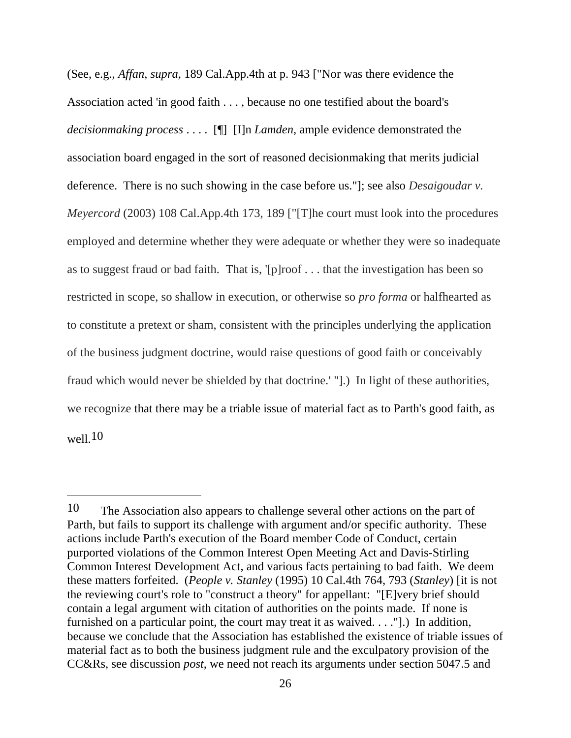(See, e.g., *Affan*, *supra*, 189 Cal.App.4th at p. 943 ["Nor was there evidence the Association acted 'in good faith . . . , because no one testified about the board's *decisionmaking process* . . . . [¶] [I]n *Lamden*, ample evidence demonstrated the association board engaged in the sort of reasoned decisionmaking that merits judicial deference. There is no such showing in the case before us."]; see also *Desaigoudar v. Meyercord* (2003) 108 Cal.App.4th 173, 189 ["[T]he court must look into the procedures employed and determine whether they were adequate or whether they were so inadequate as to suggest fraud or bad faith. That is, '[p]roof . . . that the investigation has been so restricted in scope, so shallow in execution, or otherwise so *pro forma* or halfhearted as to constitute a pretext or sham, consistent with the principles underlying the application of the business judgment doctrine, would raise questions of good faith or conceivably fraud which would never be shielded by that doctrine.' "].) In light of these authorities, we recognize that there may be a triable issue of material fact as to Parth's good faith, as well.[10]

---

[10] The Association also appears to challenge several other actions on the part of Parth, but fails to support its challenge with argument and/or specific authority. These actions include Parth's execution of the Board member Code of Conduct, certain purported violations of the Common Interest Open Meeting Act and Davis-Stirling Common Interest Development Act, and various facts pertaining to bad faith. We deem these matters forfeited. (*People v. Stanley* (1995) 10 Cal.4th 764, 793 (*Stanley*) [it is not the reviewing court's role to "construct a theory" for appellant: "[E]very brief should contain a legal argument with citation of authorities on the points made. If none is furnished on a particular point, the court may treat it as waived. . . ."].) In addition, because we conclude that the Association has established the existence of triable issues of material fact as to both the business judgment rule and the exculpatory provision of the CC&Rs, see discussion *post*, we need not reach its arguments under section 5047.5 and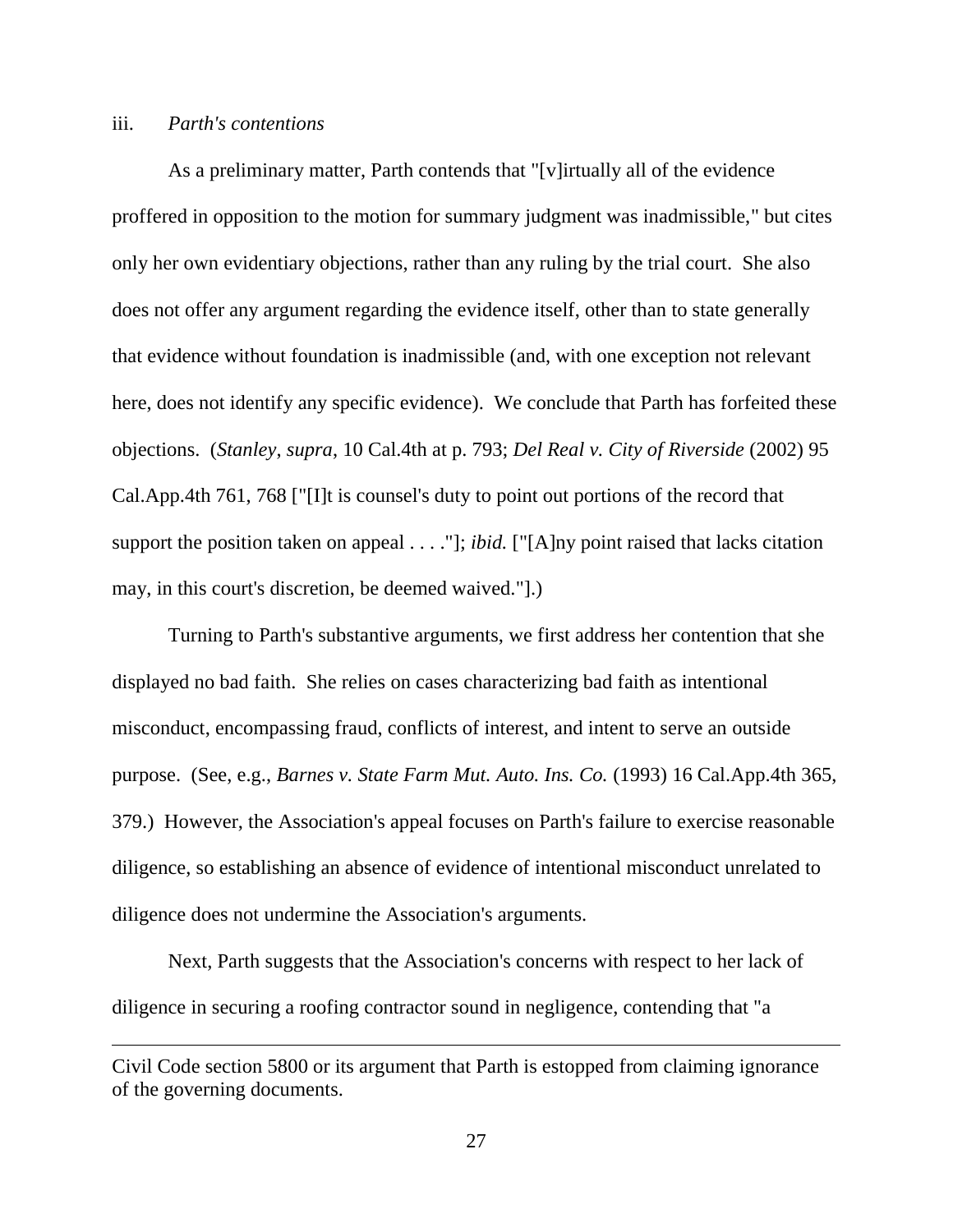iii. *Parth's contentions*

As a preliminary matter, Parth contends that "[v]irtually all of the evidence proffered in opposition to the motion for summary judgment was inadmissible," but cites only her own evidentiary objections, rather than any ruling by the trial court. She also does not offer any argument regarding the evidence itself, other than to state generally that evidence without foundation is inadmissible (and, with one exception not relevant here, does not identify any specific evidence). We conclude that Parth has forfeited these objections. (*Stanley*, *supra*, 10 Cal.4th at p. 793; *Del Real v. City of Riverside* (2002) 95 Cal.App.4th 761, 768 ["[I]t is counsel's duty to point out portions of the record that support the position taken on appeal . . . ."]; *ibid.* ["[A]ny point raised that lacks citation may, in this court's discretion, be deemed waived."].)

Turning to Parth's substantive arguments, we first address her contention that she displayed no bad faith. She relies on cases characterizing bad faith as intentional misconduct, encompassing fraud, conflicts of interest, and intent to serve an outside purpose. (See, e.g., *Barnes v. State Farm Mut. Auto. Ins. Co.* (1993) 16 Cal.App.4th 365, 379.) However, the Association's appeal focuses on Parth's failure to exercise reasonable diligence, so establishing an absence of evidence of intentional misconduct unrelated to diligence does not undermine the Association's arguments.

Next, Parth suggests that the Association's concerns with respect to her lack of diligence in securing a roofing contractor sound in negligence, contending that "a

---

Civil Code section 5800 or its argument that Parth is estopped from claiming ignorance of the governing documents.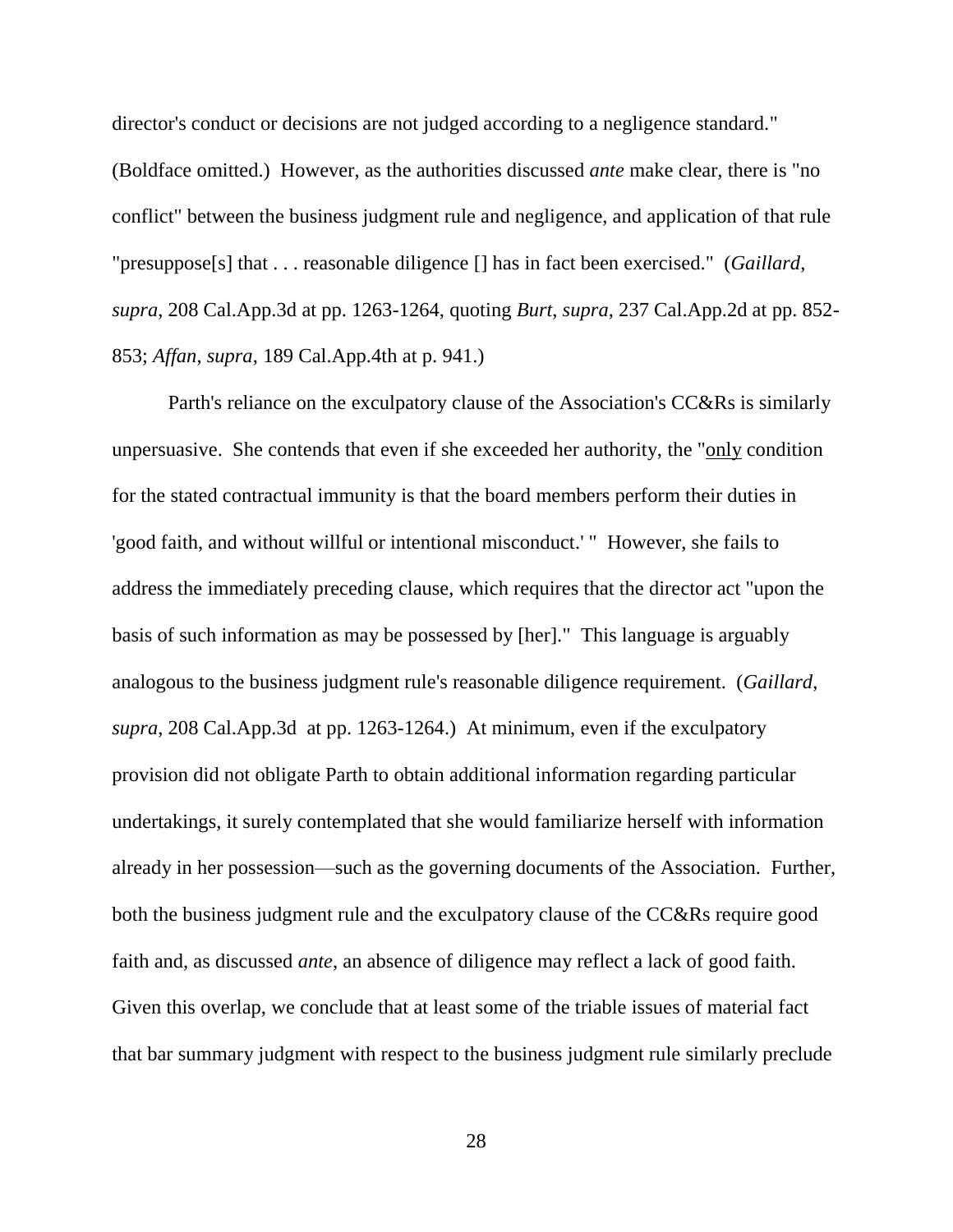director's conduct or decisions are not judged according to a negligence standard." (Boldface omitted.) However, as the authorities discussed *ante* make clear, there is "no conflict" between the business judgment rule and negligence, and application of that rule "presuppose[s] that . . . reasonable diligence [] has in fact been exercised." (*Gaillard*, *supra*, 208 Cal.App.3d at pp. 1263-1264, quoting *Burt*, *supra*, 237 Cal.App.2d at pp. 852-853; *Affan*, *supra*, 189 Cal.App.4th at p. 941.)

Parth's reliance on the exculpatory clause of the Association's CC&Rs is similarly unpersuasive. She contends that even if she exceeded her authority, the "<u>only</u> condition for the stated contractual immunity is that the board members perform their duties in 'good faith, and without willful or intentional misconduct.' " However, she fails to address the immediately preceding clause, which requires that the director act "upon the basis of such information as may be possessed by [her]." This language is arguably analogous to the business judgment rule's reasonable diligence requirement. (*Gaillard*, *supra*, 208 Cal.App.3d at pp. 1263-1264.) At minimum, even if the exculpatory provision did not obligate Parth to obtain additional information regarding particular undertakings, it surely contemplated that she would familiarize herself with information already in her possession—such as the governing documents of the Association. Further, both the business judgment rule and the exculpatory clause of the CC&Rs require good faith and, as discussed *ante*, an absence of diligence may reflect a lack of good faith. Given this overlap, we conclude that at least some of the triable issues of material fact that bar summary judgment with respect to the business judgment rule similarly preclude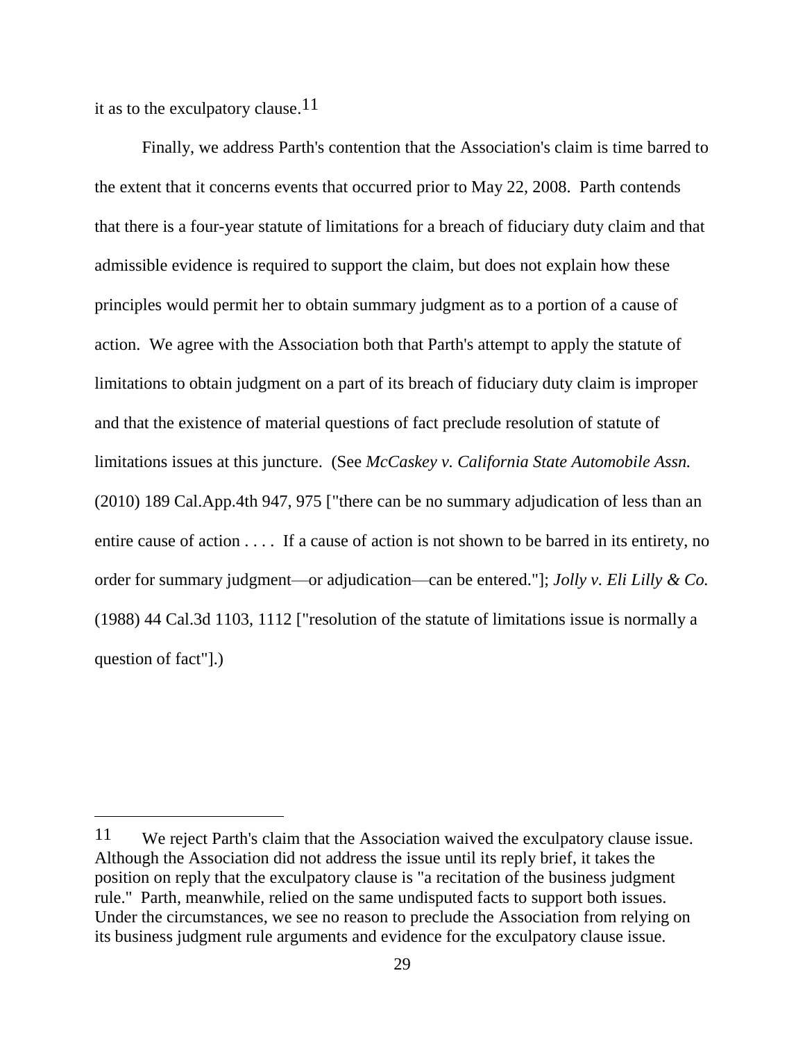it as to the exculpatory clause.[11]

Finally, we address Parth's contention that the Association's claim is time barred to the extent that it concerns events that occurred prior to May 22, 2008. Parth contends that there is a four-year statute of limitations for a breach of fiduciary duty claim and that admissible evidence is required to support the claim, but does not explain how these principles would permit her to obtain summary judgment as to a portion of a cause of action. We agree with the Association both that Parth's attempt to apply the statute of limitations to obtain judgment on a part of its breach of fiduciary duty claim is improper and that the existence of material questions of fact preclude resolution of statute of limitations issues at this juncture. (See *McCaskey v. California State Automobile Assn.* (2010) 189 Cal.App.4th 947, 975 ["there can be no summary adjudication of less than an entire cause of action . . . . If a cause of action is not shown to be barred in its entirety, no order for summary judgment—or adjudication—can be entered."]; *Jolly v. Eli Lilly & Co.* (1988) 44 Cal.3d 1103, 1112 ["resolution of the statute of limitations issue is normally a question of fact"].)

---

[11] We reject Parth's claim that the Association waived the exculpatory clause issue. Although the Association did not address the issue until its reply brief, it takes the position on reply that the exculpatory clause is "a recitation of the business judgment rule." Parth, meanwhile, relied on the same undisputed facts to support both issues. Under the circumstances, we see no reason to preclude the Association from relying on its business judgment rule arguments and evidence for the exculpatory clause issue.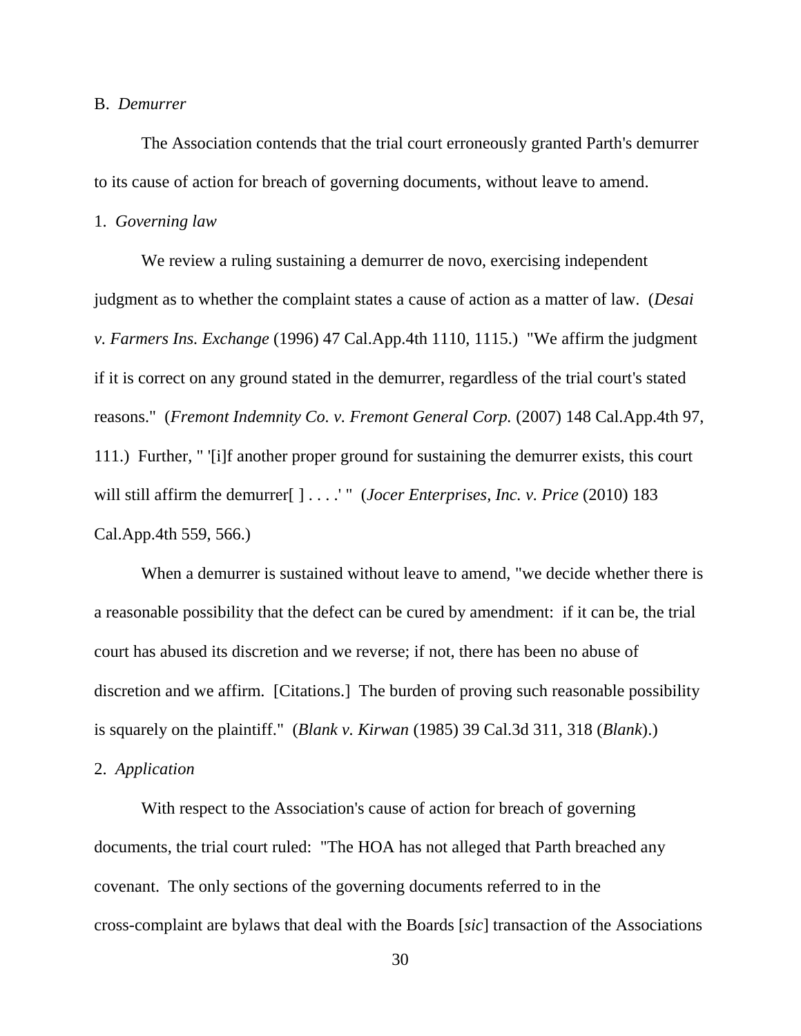B. *Demurrer*

The Association contends that the trial court erroneously granted Parth's demurrer to its cause of action for breach of governing documents, without leave to amend.

1. *Governing law*

We review a ruling sustaining a demurrer de novo, exercising independent judgment as to whether the complaint states a cause of action as a matter of law. (*Desai v. Farmers Ins. Exchange* (1996) 47 Cal.App.4th 1110, 1115.) "We affirm the judgment if it is correct on any ground stated in the demurrer, regardless of the trial court's stated reasons." (*Fremont Indemnity Co. v. Fremont General Corp.* (2007) 148 Cal.App.4th 97, 111.) Further, " '[i]f another proper ground for sustaining the demurrer exists, this court will still affirm the demurrer[ ] . . . .' " (*Jocer Enterprises, Inc. v. Price* (2010) 183 Cal.App.4th 559, 566.)

When a demurrer is sustained without leave to amend, "we decide whether there is a reasonable possibility that the defect can be cured by amendment: if it can be, the trial court has abused its discretion and we reverse; if not, there has been no abuse of discretion and we affirm. [Citations.] The burden of proving such reasonable possibility is squarely on the plaintiff." (*Blank v. Kirwan* (1985) 39 Cal.3d 311, 318 (*Blank*).)

2. *Application*

With respect to the Association's cause of action for breach of governing documents, the trial court ruled: "The HOA has not alleged that Parth breached any covenant. The only sections of the governing documents referred to in the cross-complaint are bylaws that deal with the Boards [*sic*] transaction of the Associations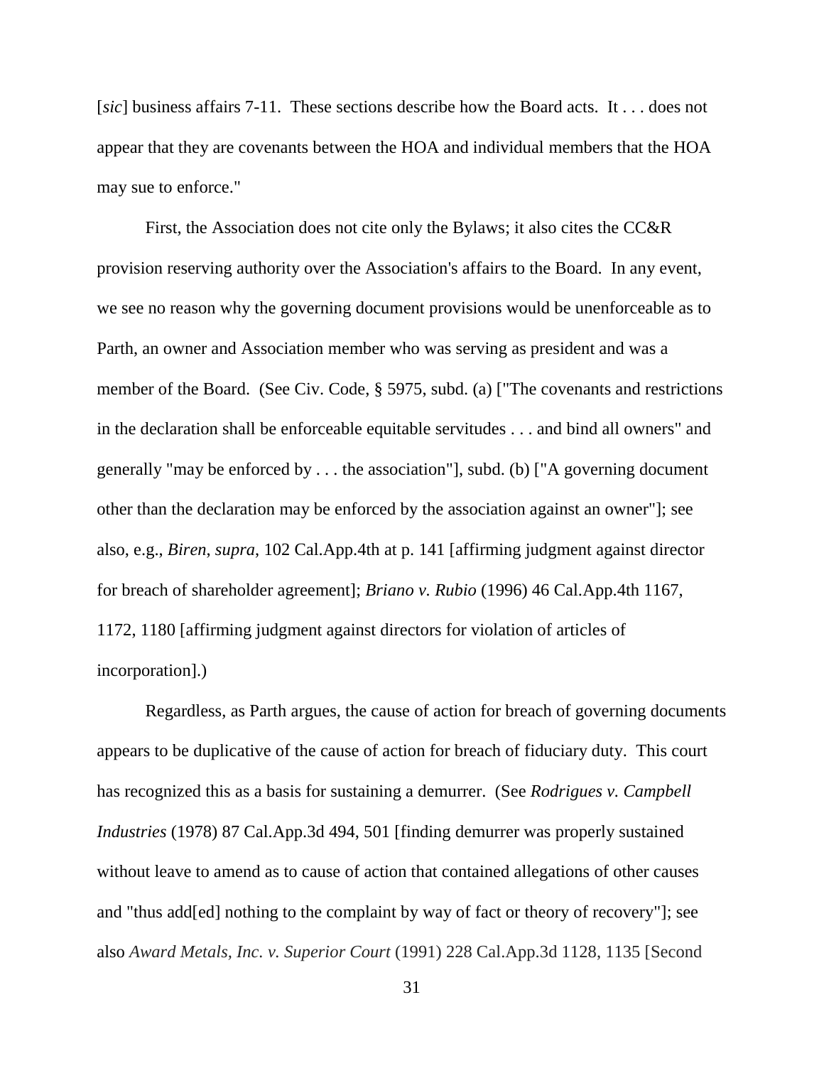[*sic*] business affairs 7-11. These sections describe how the Board acts. It . . . does not appear that they are covenants between the HOA and individual members that the HOA may sue to enforce."

First, the Association does not cite only the Bylaws; it also cites the CC&R provision reserving authority over the Association's affairs to the Board. In any event, we see no reason why the governing document provisions would be unenforceable as to Parth, an owner and Association member who was serving as president and was a member of the Board. (See Civ. Code, § 5975, subd. (a) ["The covenants and restrictions in the declaration shall be enforceable equitable servitudes . . . and bind all owners" and generally "may be enforced by . . . the association"], subd. (b) ["A governing document other than the declaration may be enforced by the association against an owner"]; see also, e.g., *Biren*, *supra*, 102 Cal.App.4th at p. 141 [affirming judgment against director for breach of shareholder agreement]; *Briano v. Rubio* (1996) 46 Cal.App.4th 1167, 1172, 1180 [affirming judgment against directors for violation of articles of incorporation].)

Regardless, as Parth argues, the cause of action for breach of governing documents appears to be duplicative of the cause of action for breach of fiduciary duty. This court has recognized this as a basis for sustaining a demurrer. (See *Rodrigues v. Campbell Industries* (1978) 87 Cal.App.3d 494, 501 [finding demurrer was properly sustained without leave to amend as to cause of action that contained allegations of other causes and "thus add[ed] nothing to the complaint by way of fact or theory of recovery"]; see also *Award Metals, Inc. v. Superior Court* (1991) 228 Cal.App.3d 1128, 1135 [Second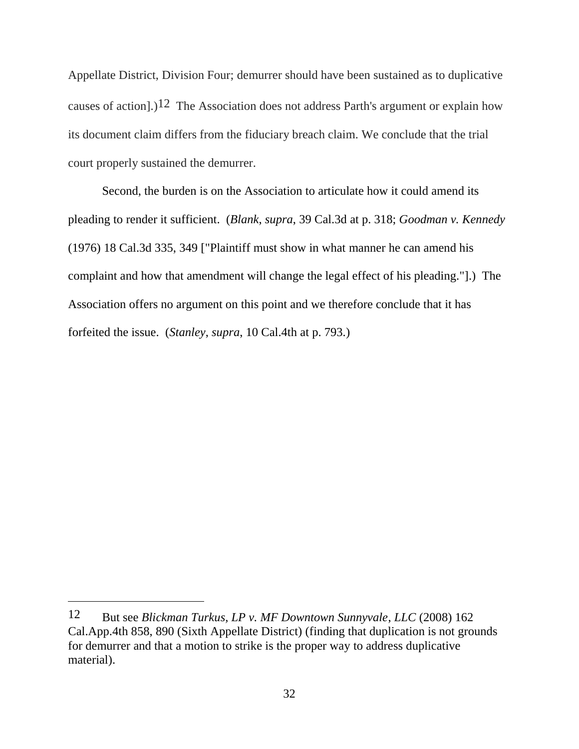Appellate District, Division Four; demurrer should have been sustained as to duplicative causes of action].)[12] The Association does not address Parth's argument or explain how its document claim differs from the fiduciary breach claim. We conclude that the trial court properly sustained the demurrer.

Second, the burden is on the Association to articulate how it could amend its pleading to render it sufficient. (*Blank*, *supra*, 39 Cal.3d at p. 318; *Goodman v. Kennedy* (1976) 18 Cal.3d 335, 349 ["Plaintiff must show in what manner he can amend his complaint and how that amendment will change the legal effect of his pleading."].) The Association offers no argument on this point and we therefore conclude that it has forfeited the issue. (*Stanley*, *supra*, 10 Cal.4th at p. 793.)

---

[12] But see *Blickman Turkus, LP v. MF Downtown Sunnyvale, LLC* (2008) 162 Cal.App.4th 858, 890 (Sixth Appellate District) (finding that duplication is not grounds for demurrer and that a motion to strike is the proper way to address duplicative material).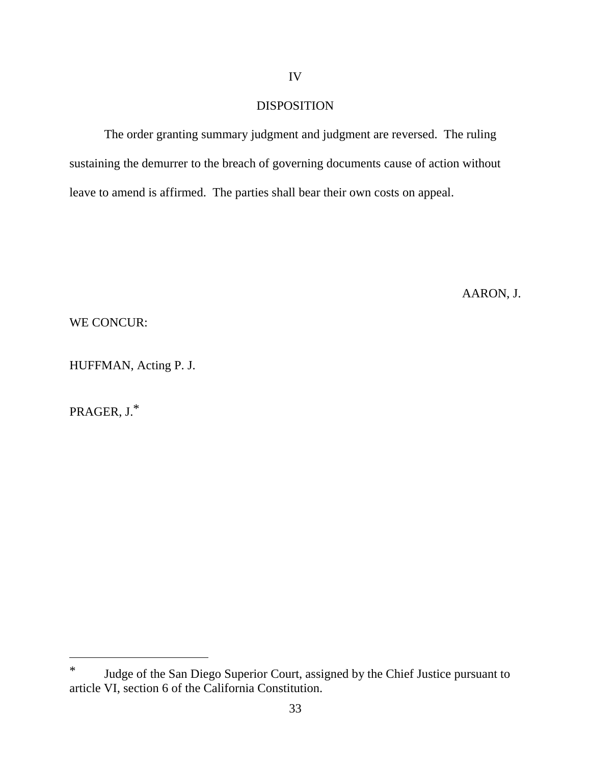## IV

## DISPOSITION

The order granting summary judgment and judgment are reversed. The ruling sustaining the demurrer to the breach of governing documents cause of action without leave to amend is affirmed. The parties shall bear their own costs on appeal.

AARON, J.

WE CONCUR:

HUFFMAN, Acting P. J.

PRAGER, J.*

---

* Judge of the San Diego Superior Court, assigned by the Chief Justice pursuant to article VI, section 6 of the California Constitution.